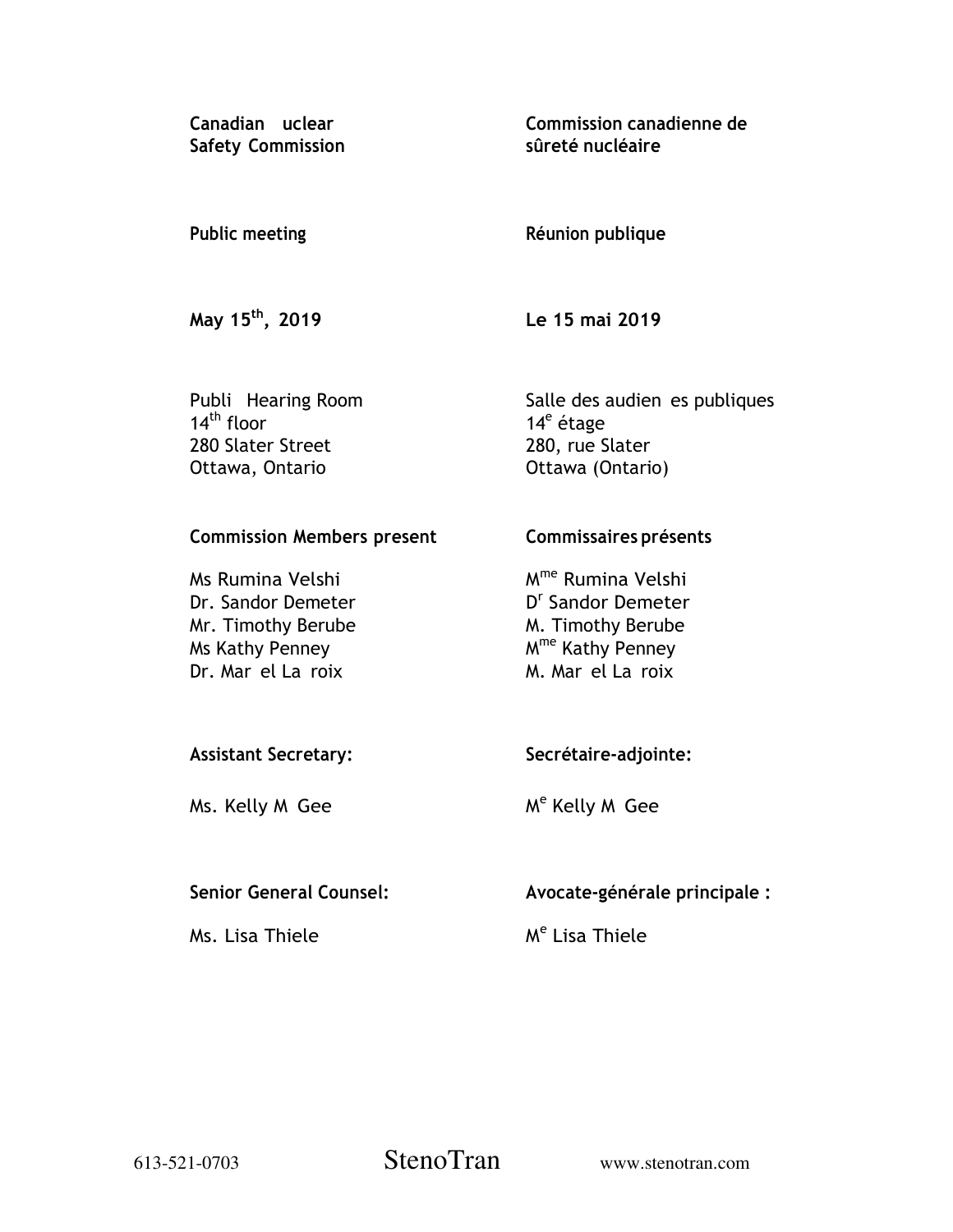**Canadian uclear Safety Commission**

**Commission canadienne de sûreté nucléaire**

**Public meeting**

**Réunion publique**

**May 15th, 2019**

**Le 15 mai 2019**

Publi Hearing Room
14th floor
280 Slater Street
Ottawa, Ontario

Salle des audien es publiques
14e étage
280, rue Slater
Ottawa (Ontario)

**Commission Members present**

Ms Rumina Velshi
Dr. Sandor Demeter
Mr. Timothy Berube
Ms Kathy Penney
Dr. Mar el La roix

**Commissaires présents**

Mme Rumina Velshi
Dr Sandor Demeter
M. Timothy Berube
Mme Kathy Penney
M. Mar el La roix

**Assistant Secretary:**

Ms. Kelly M Gee

**Secrétaire-adjointe:**

Me Kelly M Gee

**Senior General Counsel:**

Ms. Lisa Thiele

**Avocate-générale principale :**

Me Lisa Thiele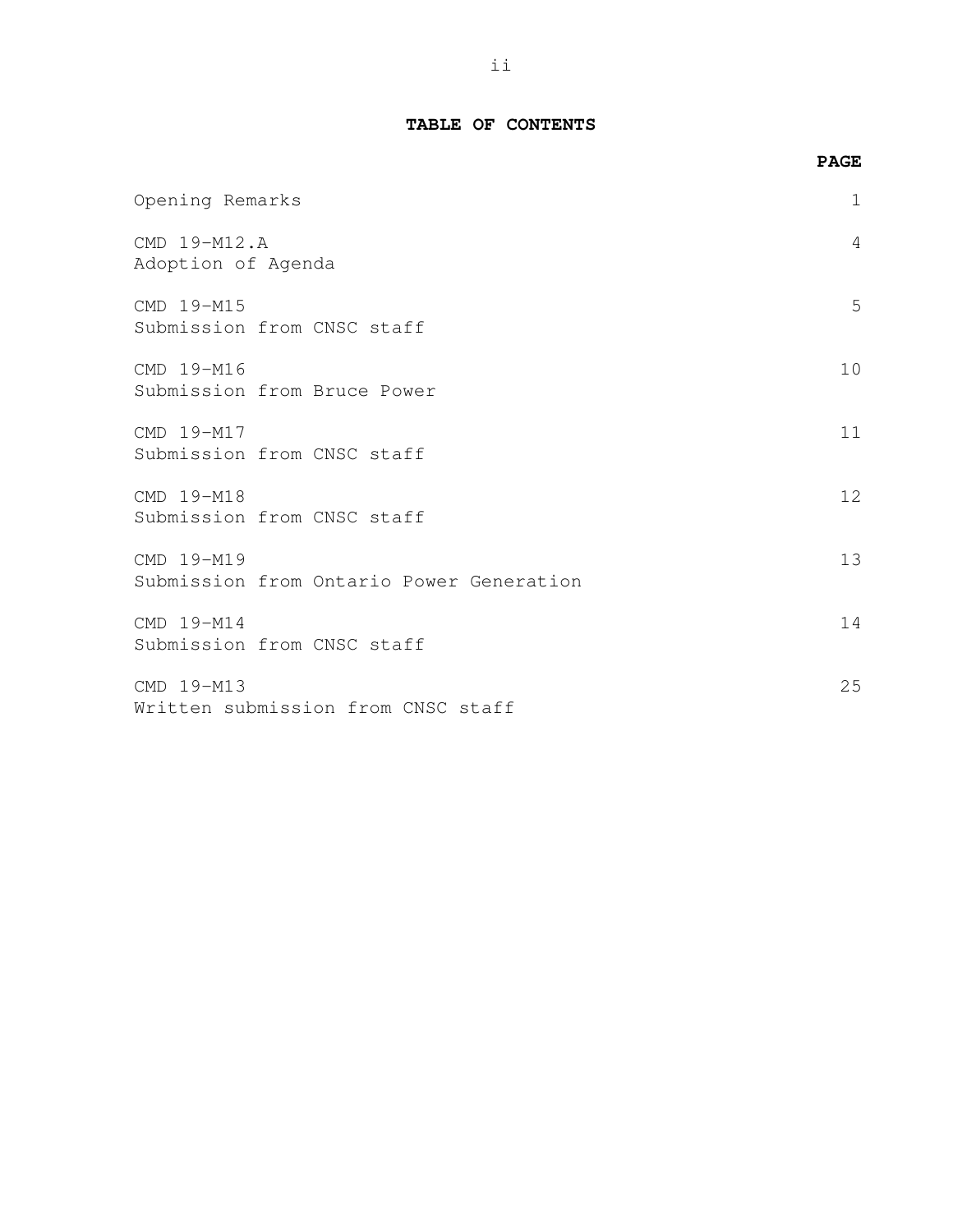## TABLE OF CONTENTS

| | PAGE |
|---|---|
| Opening Remarks | 1 |
| CMD 19-M12.A<br>Adoption of Agenda | 4 |
| CMD 19-M15<br>Submission from CNSC staff | 5 |
| CMD 19-M16<br>Submission from Bruce Power | 10 |
| CMD 19-M17<br>Submission from CNSC staff | 11 |
| CMD 19-M18<br>Submission from CNSC staff | 12 |
| CMD 19-M19<br>Submission from Ontario Power Generation | 13 |
| CMD 19-M14<br>Submission from CNSC staff | 14 |
| CMD 19-M13<br>Written submission from CNSC staff | 25 |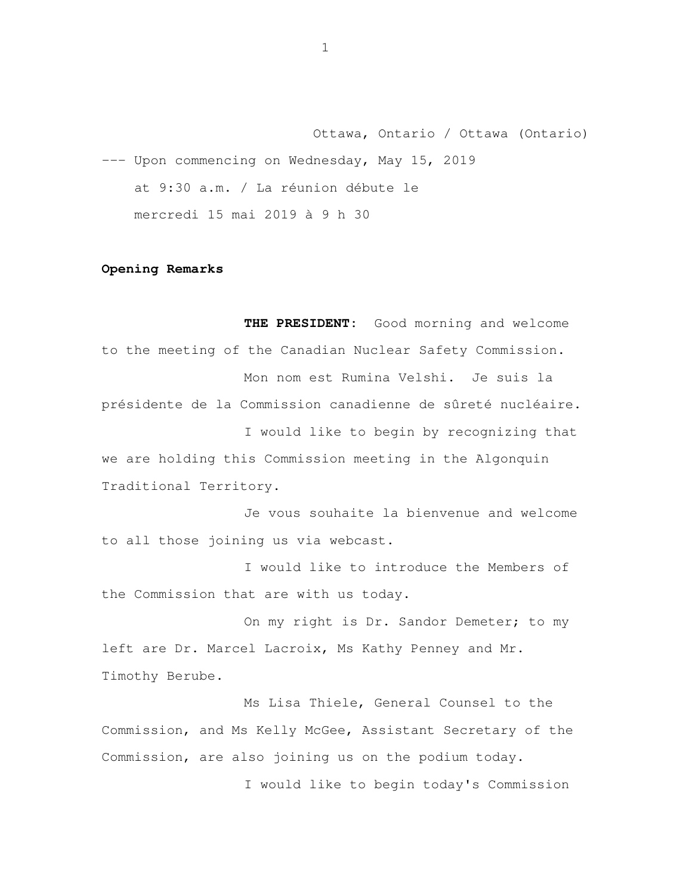Ottawa, Ontario / Ottawa (Ontario)

--- Upon commencing on Wednesday, May 15, 2019 at 9:30 a.m. / La réunion débute le mercredi 15 mai 2019 à 9 h 30

**Opening Remarks**

**THE PRESIDENT:** Good morning and welcome to the meeting of the Canadian Nuclear Safety Commission.

Mon nom est Rumina Velshi. Je suis la présidente de la Commission canadienne de sûreté nucléaire.

I would like to begin by recognizing that we are holding this Commission meeting in the Algonquin Traditional Territory.

Je vous souhaite la bienvenue and welcome to all those joining us via webcast.

I would like to introduce the Members of the Commission that are with us today.

On my right is Dr. Sandor Demeter; to my left are Dr. Marcel Lacroix, Ms Kathy Penney and Mr. Timothy Berube.

Ms Lisa Thiele, General Counsel to the Commission, and Ms Kelly McGee, Assistant Secretary of the Commission, are also joining us on the podium today.

I would like to begin today's Commission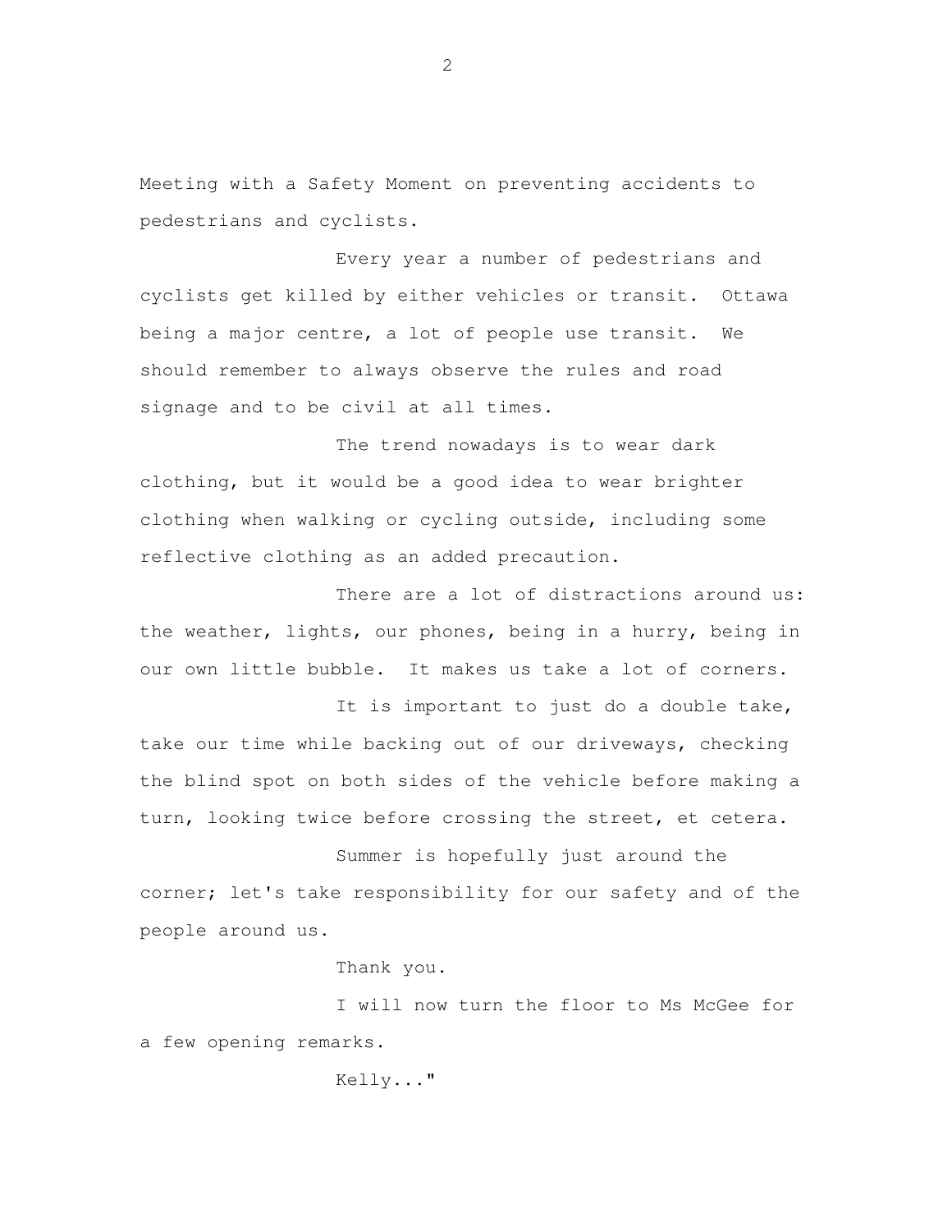Meeting with a Safety Moment on preventing accidents to pedestrians and cyclists.

Every year a number of pedestrians and cyclists get killed by either vehicles or transit. Ottawa being a major centre, a lot of people use transit. We should remember to always observe the rules and road signage and to be civil at all times.

The trend nowadays is to wear dark clothing, but it would be a good idea to wear brighter clothing when walking or cycling outside, including some reflective clothing as an added precaution.

There are a lot of distractions around us: the weather, lights, our phones, being in a hurry, being in our own little bubble. It makes us take a lot of corners.

It is important to just do a double take, take our time while backing out of our driveways, checking the blind spot on both sides of the vehicle before making a turn, looking twice before crossing the street, et cetera.

Summer is hopefully just around the corner; let's take responsibility for our safety and of the people around us.

Thank you.

I will now turn the floor to Ms McGee for a few opening remarks.

Kelly..."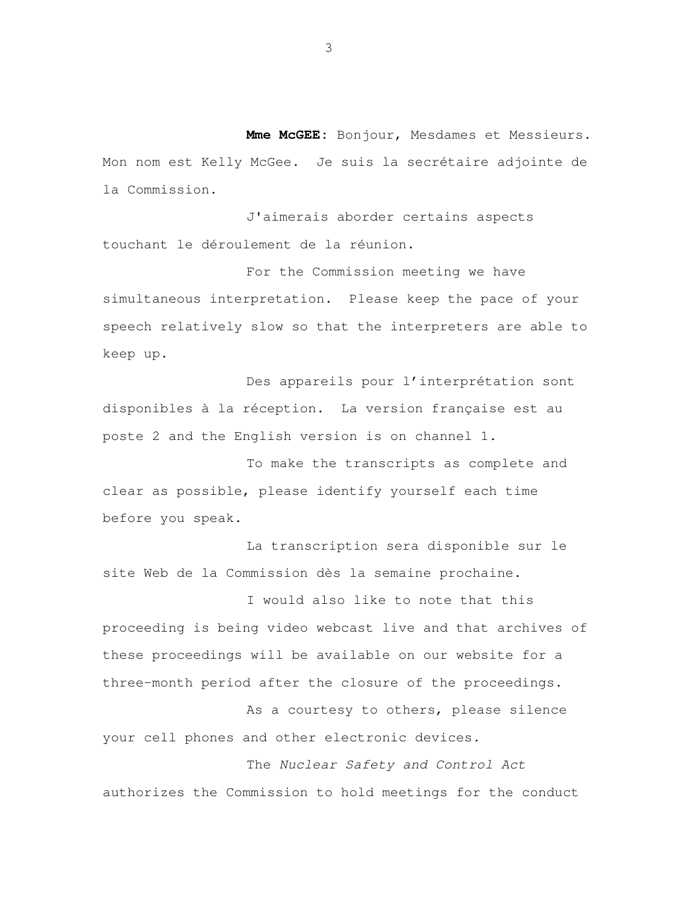**Mme McGEE:** Bonjour, Mesdames et Messieurs. Mon nom est Kelly McGee. Je suis la secrétaire adjointe de la Commission.

J'aimerais aborder certains aspects touchant le déroulement de la réunion.

For the Commission meeting we have simultaneous interpretation. Please keep the pace of your speech relatively slow so that the interpreters are able to keep up.

Des appareils pour l'interprétation sont disponibles à la réception. La version française est au poste 2 and the English version is on channel 1.

To make the transcripts as complete and clear as possible, please identify yourself each time before you speak.

La transcription sera disponible sur le site Web de la Commission dès la semaine prochaine.

I would also like to note that this proceeding is being video webcast live and that archives of these proceedings will be available on our website for a three-month period after the closure of the proceedings.

As a courtesy to others, please silence your cell phones and other electronic devices.

The *Nuclear Safety and Control Act* authorizes the Commission to hold meetings for the conduct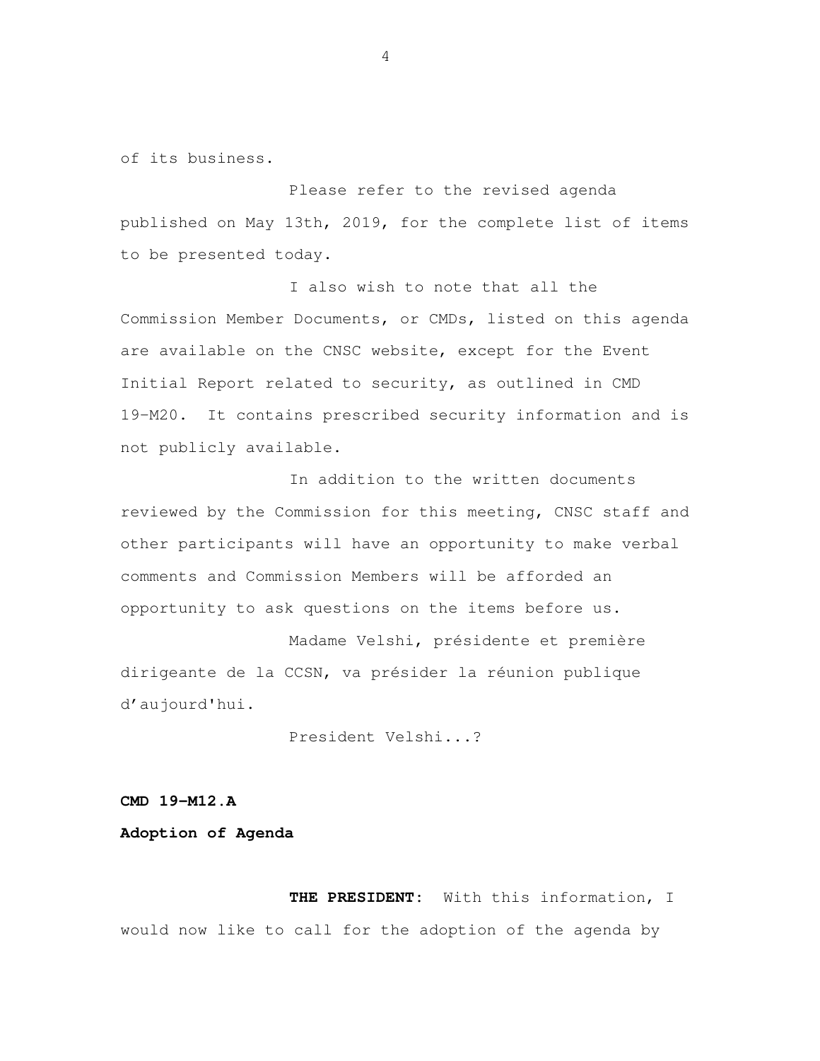of its business.

Please refer to the revised agenda published on May 13th, 2019, for the complete list of items to be presented today.

I also wish to note that all the Commission Member Documents, or CMDs, listed on this agenda are available on the CNSC website, except for the Event Initial Report related to security, as outlined in CMD 19-M20. It contains prescribed security information and is not publicly available.

In addition to the written documents reviewed by the Commission for this meeting, CNSC staff and other participants will have an opportunity to make verbal comments and Commission Members will be afforded an opportunity to ask questions on the items before us.

Madame Velshi, présidente et première dirigeante de la CCSN, va présider la réunion publique d'aujourd'hui.

President Velshi...?

**CMD 19-M12.A**

**Adoption of Agenda**

**THE PRESIDENT:** With this information, I would now like to call for the adoption of the agenda by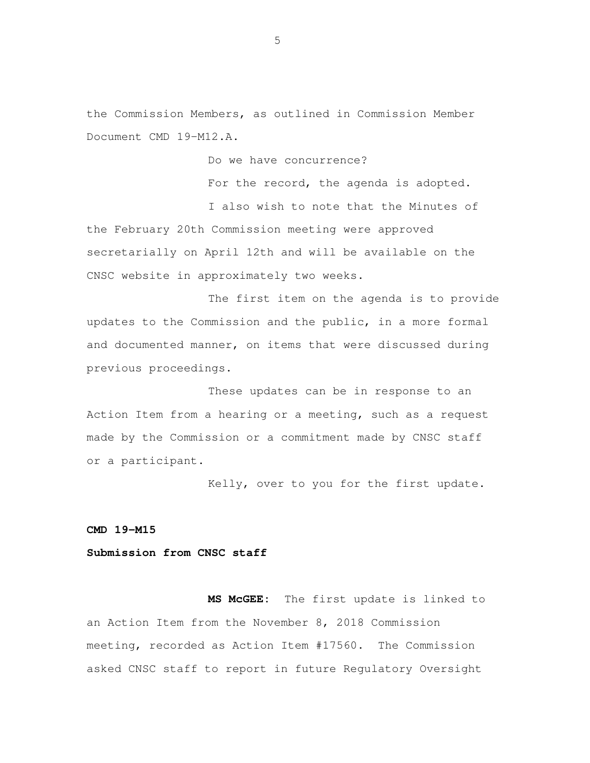the Commission Members, as outlined in Commission Member Document CMD 19-M12.A.

Do we have concurrence?

For the record, the agenda is adopted.

I also wish to note that the Minutes of the February 20th Commission meeting were approved secretarially on April 12th and will be available on the CNSC website in approximately two weeks.

The first item on the agenda is to provide updates to the Commission and the public, in a more formal and documented manner, on items that were discussed during previous proceedings.

These updates can be in response to an Action Item from a hearing or a meeting, such as a request made by the Commission or a commitment made by CNSC staff or a participant.

Kelly, over to you for the first update.

**CMD 19-M15**

**Submission from CNSC staff**

**MS McGEE:** The first update is linked to an Action Item from the November 8, 2018 Commission meeting, recorded as Action Item #17560. The Commission asked CNSC staff to report in future Regulatory Oversight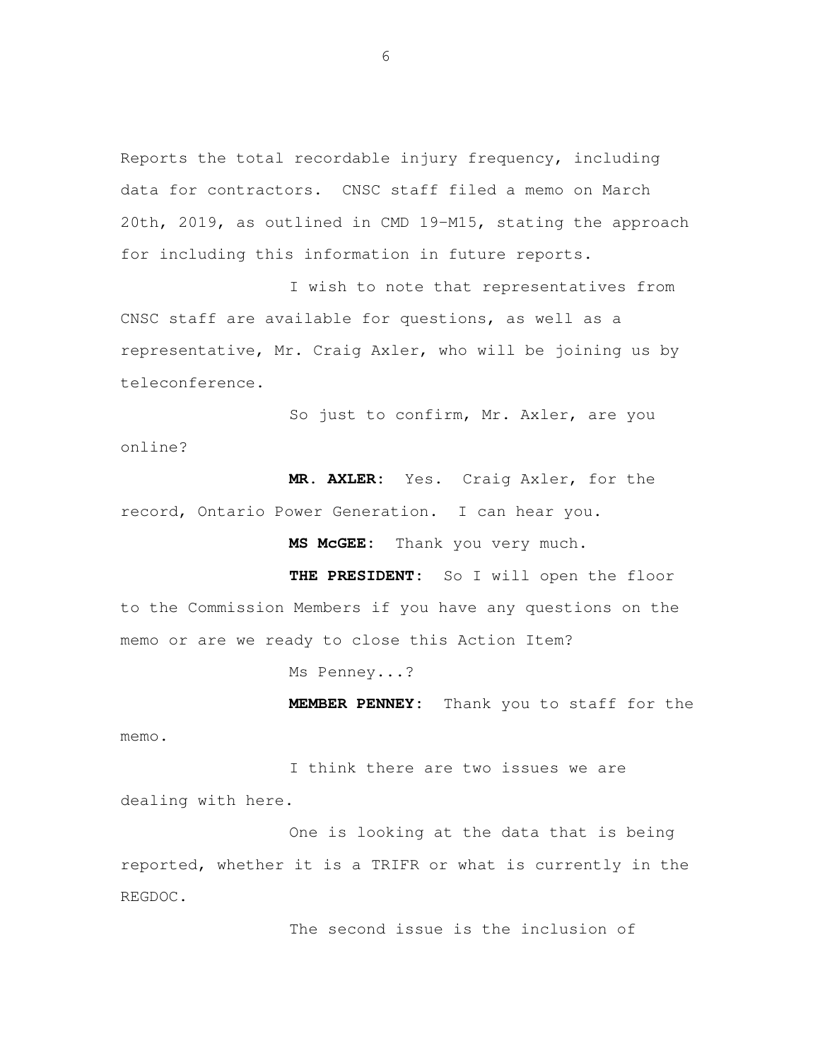Reports the total recordable injury frequency, including data for contractors. CNSC staff filed a memo on March 20th, 2019, as outlined in CMD 19-M15, stating the approach for including this information in future reports.

I wish to note that representatives from CNSC staff are available for questions, as well as a representative, Mr. Craig Axler, who will be joining us by teleconference.

So just to confirm, Mr. Axler, are you online?

**MR. AXLER:** Yes. Craig Axler, for the record, Ontario Power Generation. I can hear you.

**MS McGEE:** Thank you very much.

**THE PRESIDENT:** So I will open the floor to the Commission Members if you have any questions on the memo or are we ready to close this Action Item?

Ms Penney...?

**MEMBER PENNEY:** Thank you to staff for the memo.

I think there are two issues we are dealing with here.

One is looking at the data that is being reported, whether it is a TRIFR or what is currently in the REGDOC.

The second issue is the inclusion of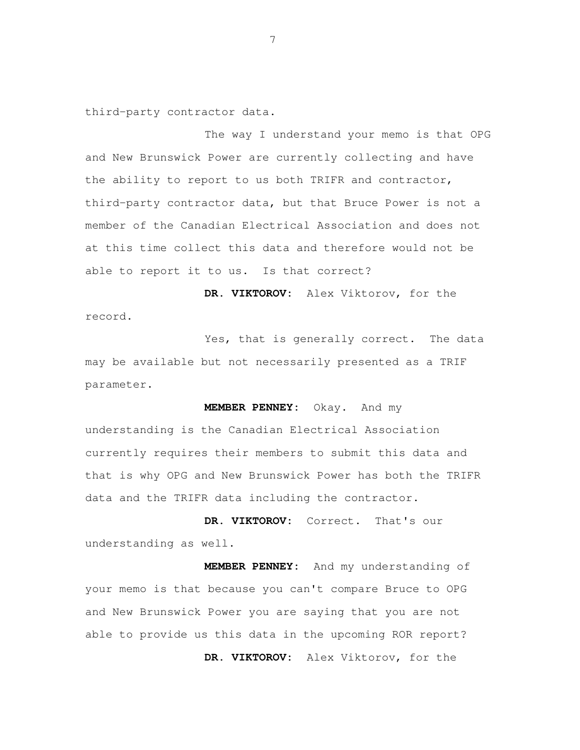third-party contractor data.

The way I understand your memo is that OPG and New Brunswick Power are currently collecting and have the ability to report to us both TRIFR and contractor, third-party contractor data, but that Bruce Power is not a member of the Canadian Electrical Association and does not at this time collect this data and therefore would not be able to report it to us. Is that correct?

**DR. VIKTOROV:** Alex Viktorov, for the record.

Yes, that is generally correct. The data may be available but not necessarily presented as a TRIF parameter.

**MEMBER PENNEY:** Okay. And my understanding is the Canadian Electrical Association currently requires their members to submit this data and that is why OPG and New Brunswick Power has both the TRIFR data and the TRIFR data including the contractor.

**DR. VIKTOROV:** Correct. That's our understanding as well.

**MEMBER PENNEY:** And my understanding of your memo is that because you can't compare Bruce to OPG and New Brunswick Power you are saying that you are not able to provide us this data in the upcoming ROR report?

**DR. VIKTOROV:** Alex Viktorov, for the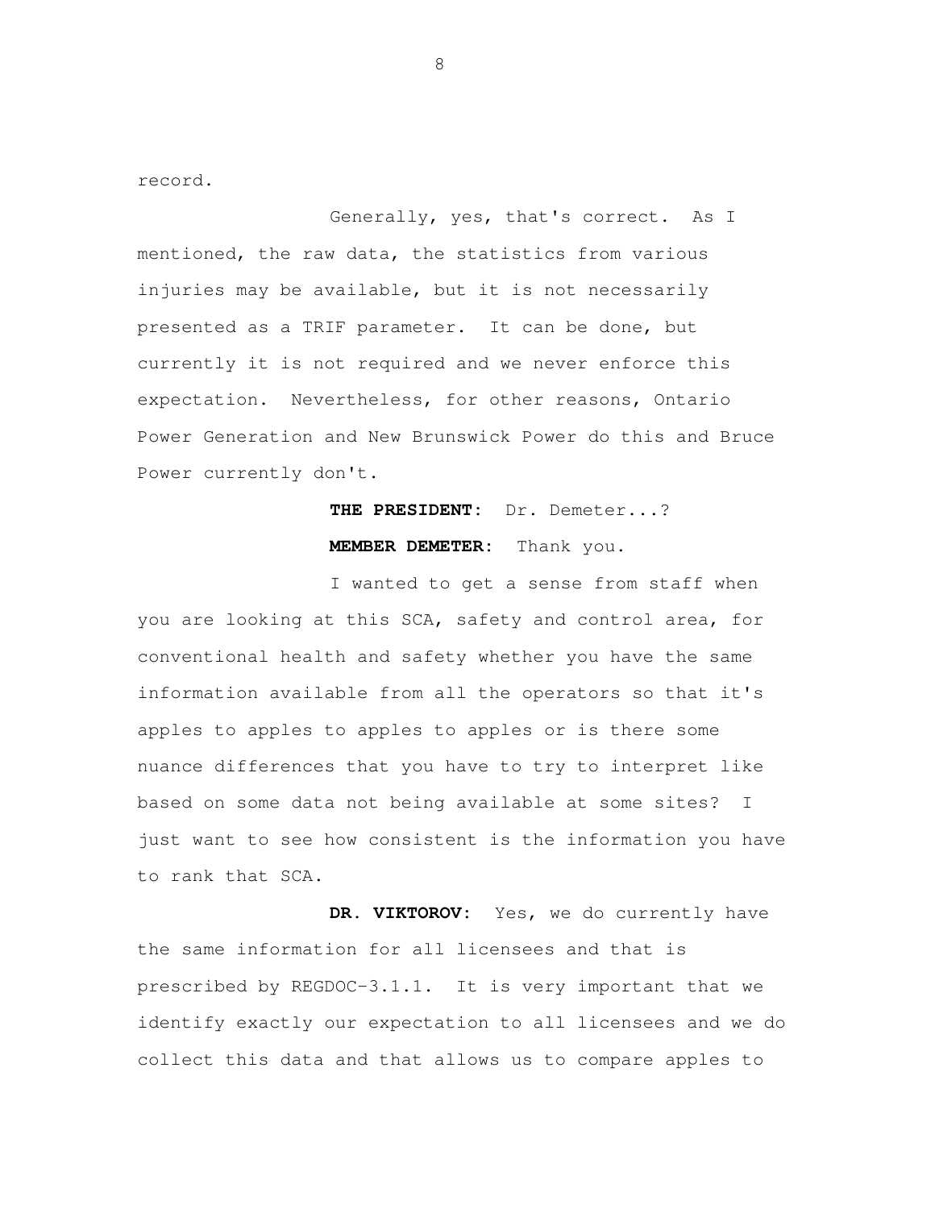record.

Generally, yes, that's correct. As I mentioned, the raw data, the statistics from various injuries may be available, but it is not necessarily presented as a TRIF parameter. It can be done, but currently it is not required and we never enforce this expectation. Nevertheless, for other reasons, Ontario Power Generation and New Brunswick Power do this and Bruce Power currently don't.

**THE PRESIDENT:** Dr. Demeter...?

**MEMBER DEMETER:** Thank you.

I wanted to get a sense from staff when you are looking at this SCA, safety and control area, for conventional health and safety whether you have the same information available from all the operators so that it's apples to apples to apples to apples or is there some nuance differences that you have to try to interpret like based on some data not being available at some sites? I just want to see how consistent is the information you have to rank that SCA.

**DR. VIKTOROV:** Yes, we do currently have the same information for all licensees and that is prescribed by REGDOC-3.1.1. It is very important that we identify exactly our expectation to all licensees and we do collect this data and that allows us to compare apples to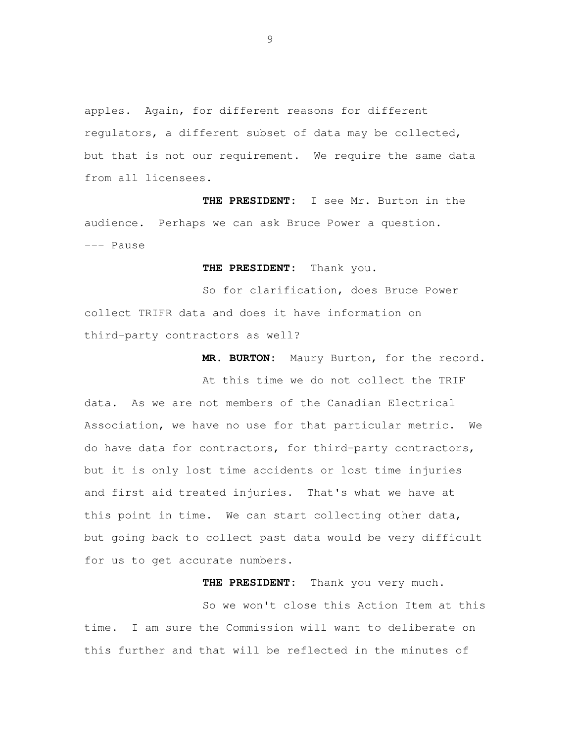apples. Again, for different reasons for different regulators, a different subset of data may be collected, but that is not our requirement. We require the same data from all licensees.

**THE PRESIDENT:** I see Mr. Burton in the audience. Perhaps we can ask Bruce Power a question.

--- Pause

**THE PRESIDENT:** Thank you.

So for clarification, does Bruce Power collect TRIFR data and does it have information on third-party contractors as well?

**MR. BURTON:** Maury Burton, for the record.

At this time we do not collect the TRIF data. As we are not members of the Canadian Electrical Association, we have no use for that particular metric. We do have data for contractors, for third-party contractors, but it is only lost time accidents or lost time injuries and first aid treated injuries. That's what we have at this point in time. We can start collecting other data, but going back to collect past data would be very difficult for us to get accurate numbers.

**THE PRESIDENT:** Thank you very much.

So we won't close this Action Item at this time. I am sure the Commission will want to deliberate on this further and that will be reflected in the minutes of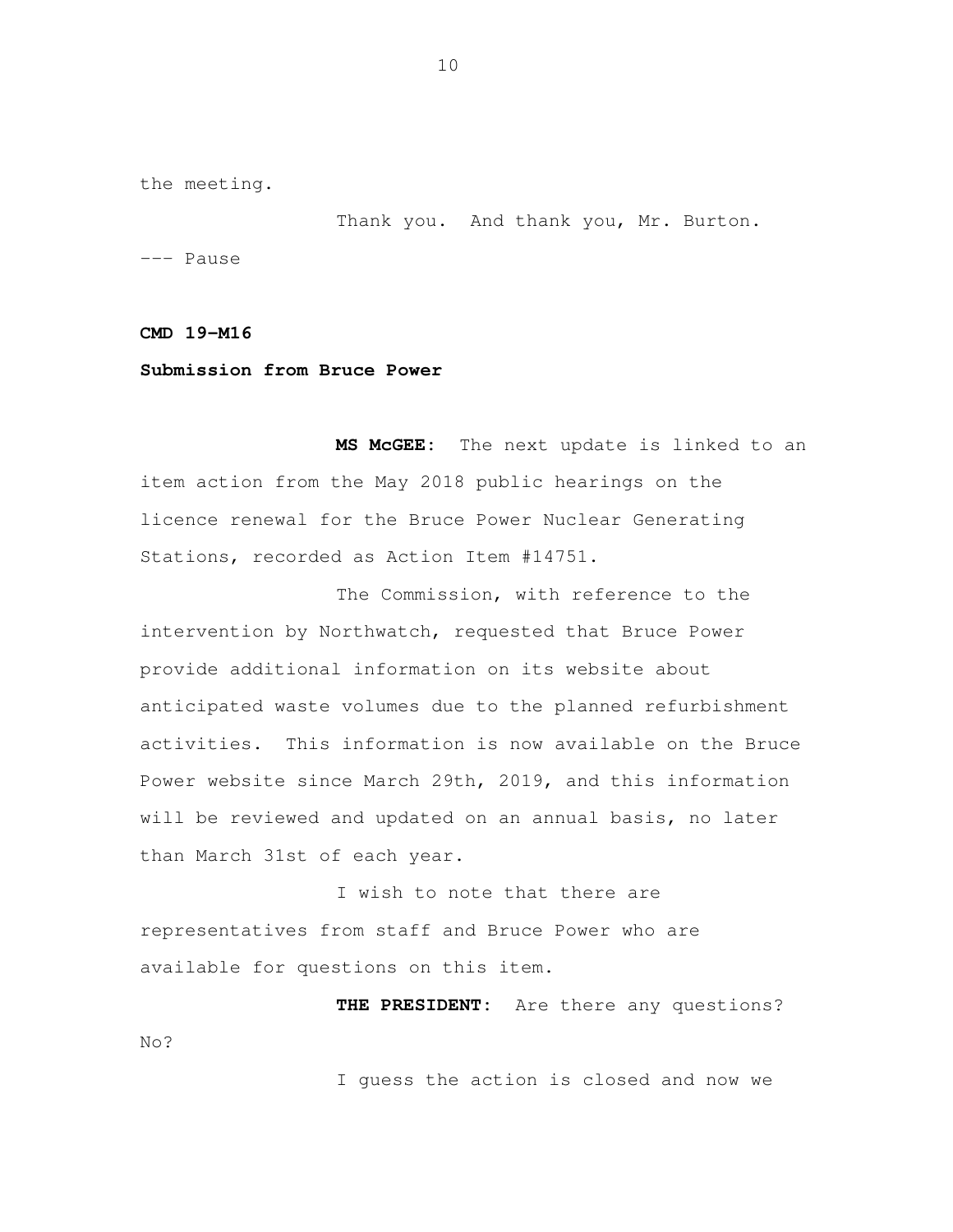the meeting.

Thank you. And thank you, Mr. Burton.

--- Pause

**CMD 19-M16**

**Submission from Bruce Power**

**MS McGEE:** The next update is linked to an item action from the May 2018 public hearings on the licence renewal for the Bruce Power Nuclear Generating Stations, recorded as Action Item #14751.

The Commission, with reference to the intervention by Northwatch, requested that Bruce Power provide additional information on its website about anticipated waste volumes due to the planned refurbishment activities. This information is now available on the Bruce Power website since March 29th, 2019, and this information will be reviewed and updated on an annual basis, no later than March 31st of each year.

I wish to note that there are representatives from staff and Bruce Power who are available for questions on this item.

**THE PRESIDENT:** Are there any questions? No?

I guess the action is closed and now we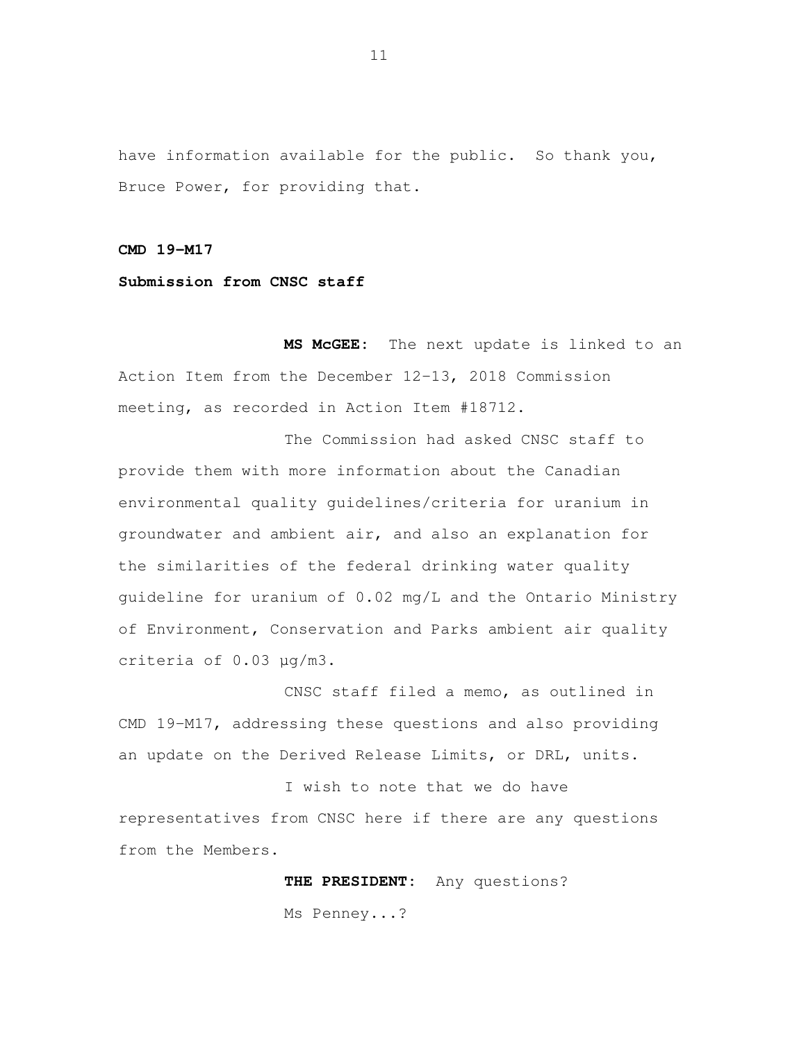have information available for the public. So thank you, Bruce Power, for providing that.

**CMD 19-M17**

**Submission from CNSC staff**

**MS McGEE:** The next update is linked to an Action Item from the December 12-13, 2018 Commission meeting, as recorded in Action Item #18712.

The Commission had asked CNSC staff to provide them with more information about the Canadian environmental quality guidelines/criteria for uranium in groundwater and ambient air, and also an explanation for the similarities of the federal drinking water quality guideline for uranium of 0.02 mg/L and the Ontario Ministry of Environment, Conservation and Parks ambient air quality criteria of 0.03 µg/m3.

CNSC staff filed a memo, as outlined in CMD 19-M17, addressing these questions and also providing an update on the Derived Release Limits, or DRL, units.

I wish to note that we do have representatives from CNSC here if there are any questions from the Members.

**THE PRESIDENT:** Any questions?

Ms Penney...?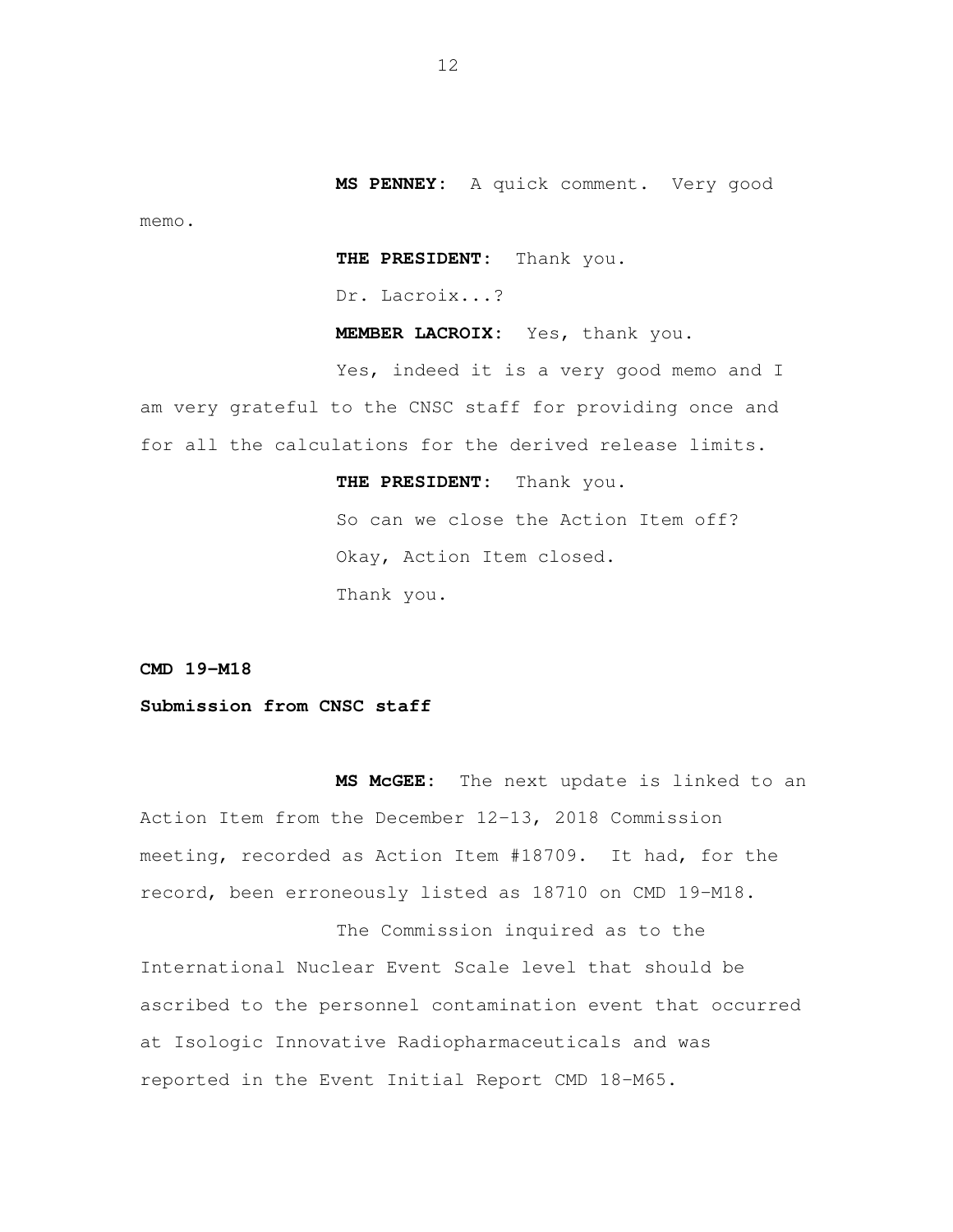**MS PENNEY:** A quick comment. Very good memo.

**THE PRESIDENT:** Thank you.

Dr. Lacroix...?

**MEMBER LACROIX:** Yes, thank you.

Yes, indeed it is a very good memo and I am very grateful to the CNSC staff for providing once and for all the calculations for the derived release limits.

**THE PRESIDENT:** Thank you.

So can we close the Action Item off?

Okay, Action Item closed.

Thank you.

**CMD 19-M18**

**Submission from CNSC staff**

**MS McGEE:** The next update is linked to an Action Item from the December 12-13, 2018 Commission meeting, recorded as Action Item #18709. It had, for the record, been erroneously listed as 18710 on CMD 19-M18.

The Commission inquired as to the International Nuclear Event Scale level that should be ascribed to the personnel contamination event that occurred at Isologic Innovative Radiopharmaceuticals and was reported in the Event Initial Report CMD 18-M65.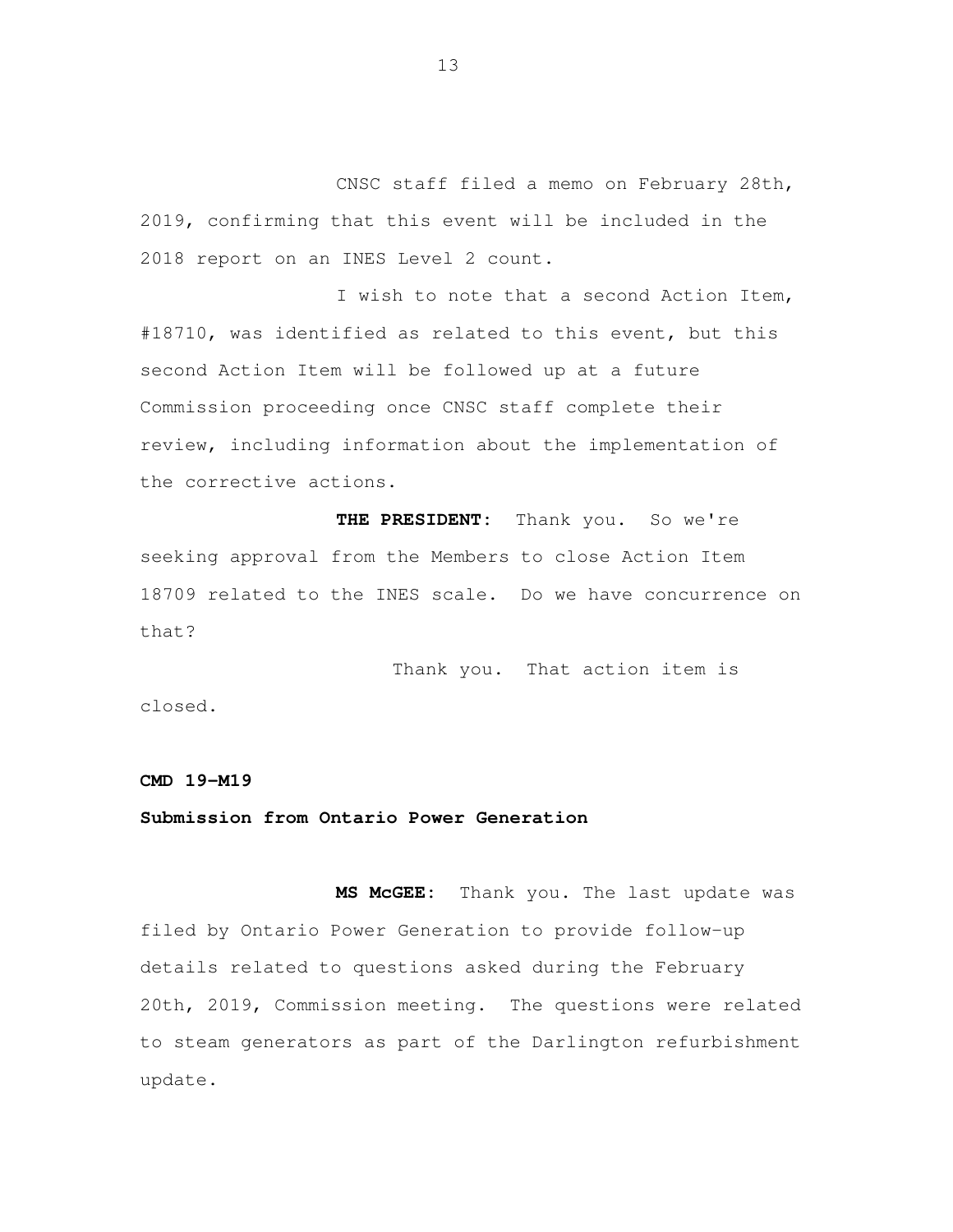CNSC staff filed a memo on February 28th, 2019, confirming that this event will be included in the 2018 report on an INES Level 2 count.

I wish to note that a second Action Item, #18710, was identified as related to this event, but this second Action Item will be followed up at a future Commission proceeding once CNSC staff complete their review, including information about the implementation of the corrective actions.

**THE PRESIDENT:** Thank you. So we're seeking approval from the Members to close Action Item 18709 related to the INES scale. Do we have concurrence on that?

Thank you. That action item is closed.

**CMD 19-M19**

**Submission from Ontario Power Generation**

**MS McGEE:** Thank you. The last update was filed by Ontario Power Generation to provide follow-up details related to questions asked during the February 20th, 2019, Commission meeting. The questions were related to steam generators as part of the Darlington refurbishment update.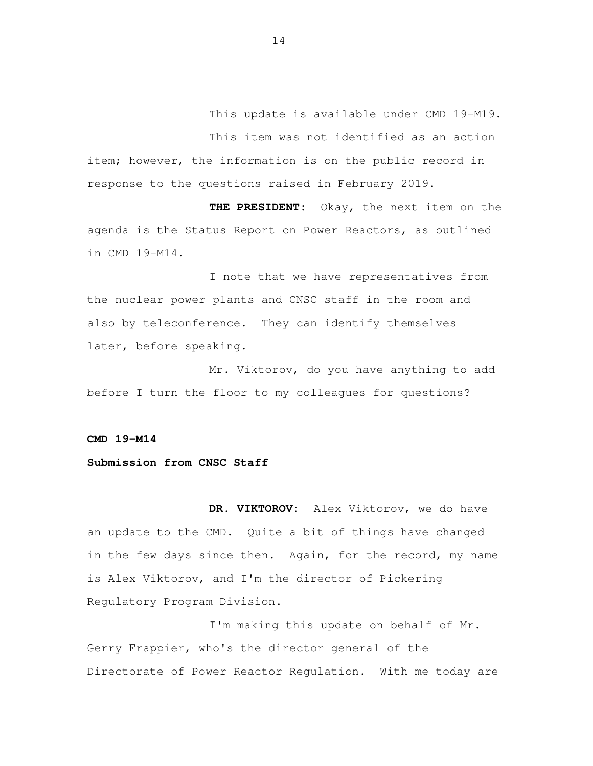This update is available under CMD 19-M19.

This item was not identified as an action item; however, the information is on the public record in response to the questions raised in February 2019.

**THE PRESIDENT:** Okay, the next item on the agenda is the Status Report on Power Reactors, as outlined in CMD 19-M14.

I note that we have representatives from the nuclear power plants and CNSC staff in the room and also by teleconference. They can identify themselves later, before speaking.

Mr. Viktorov, do you have anything to add before I turn the floor to my colleagues for questions?

**CMD 19-M14**

**Submission from CNSC Staff**

**DR. VIKTOROV:** Alex Viktorov, we do have an update to the CMD. Quite a bit of things have changed in the few days since then. Again, for the record, my name is Alex Viktorov, and I'm the director of Pickering Regulatory Program Division.

I'm making this update on behalf of Mr. Gerry Frappier, who's the director general of the Directorate of Power Reactor Regulation. With me today are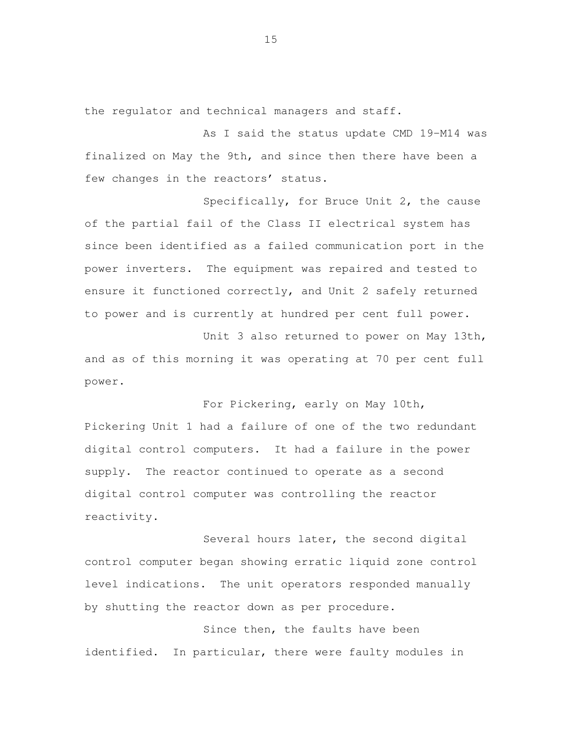the regulator and technical managers and staff.

As I said the status update CMD 19-M14 was finalized on May the 9th, and since then there have been a few changes in the reactors' status.

Specifically, for Bruce Unit 2, the cause of the partial fail of the Class II electrical system has since been identified as a failed communication port in the power inverters. The equipment was repaired and tested to ensure it functioned correctly, and Unit 2 safely returned to power and is currently at hundred per cent full power.

Unit 3 also returned to power on May 13th, and as of this morning it was operating at 70 per cent full power.

For Pickering, early on May 10th, Pickering Unit 1 had a failure of one of the two redundant digital control computers. It had a failure in the power supply. The reactor continued to operate as a second digital control computer was controlling the reactor reactivity.

Several hours later, the second digital control computer began showing erratic liquid zone control level indications. The unit operators responded manually by shutting the reactor down as per procedure.

Since then, the faults have been identified. In particular, there were faulty modules in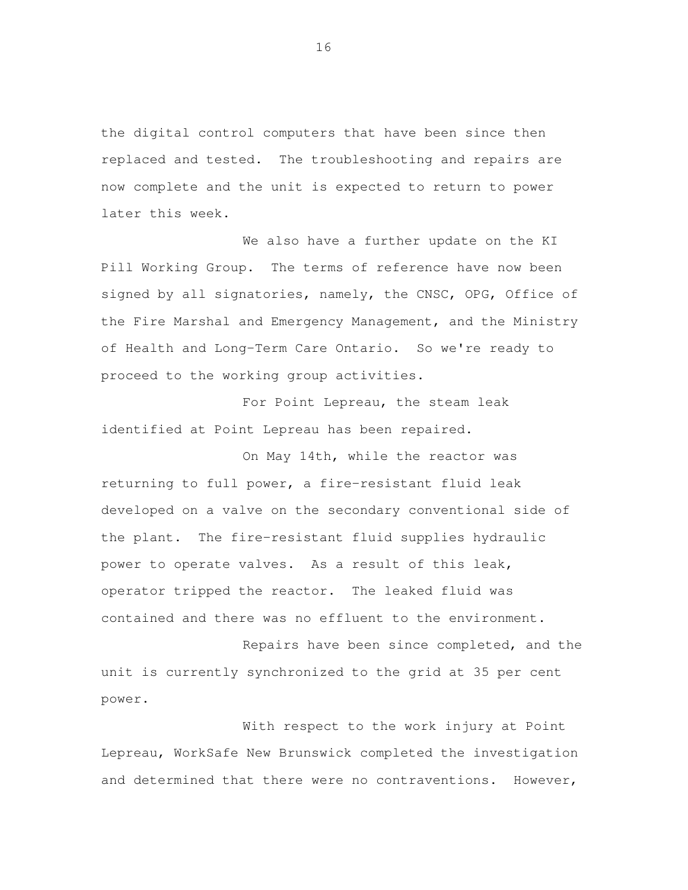the digital control computers that have been since then replaced and tested. The troubleshooting and repairs are now complete and the unit is expected to return to power later this week.

We also have a further update on the KI Pill Working Group. The terms of reference have now been signed by all signatories, namely, the CNSC, OPG, Office of the Fire Marshal and Emergency Management, and the Ministry of Health and Long-Term Care Ontario. So we're ready to proceed to the working group activities.

For Point Lepreau, the steam leak identified at Point Lepreau has been repaired.

On May 14th, while the reactor was returning to full power, a fire-resistant fluid leak developed on a valve on the secondary conventional side of the plant. The fire-resistant fluid supplies hydraulic power to operate valves. As a result of this leak, operator tripped the reactor. The leaked fluid was contained and there was no effluent to the environment.

Repairs have been since completed, and the unit is currently synchronized to the grid at 35 per cent power.

With respect to the work injury at Point Lepreau, WorkSafe New Brunswick completed the investigation and determined that there were no contraventions. However,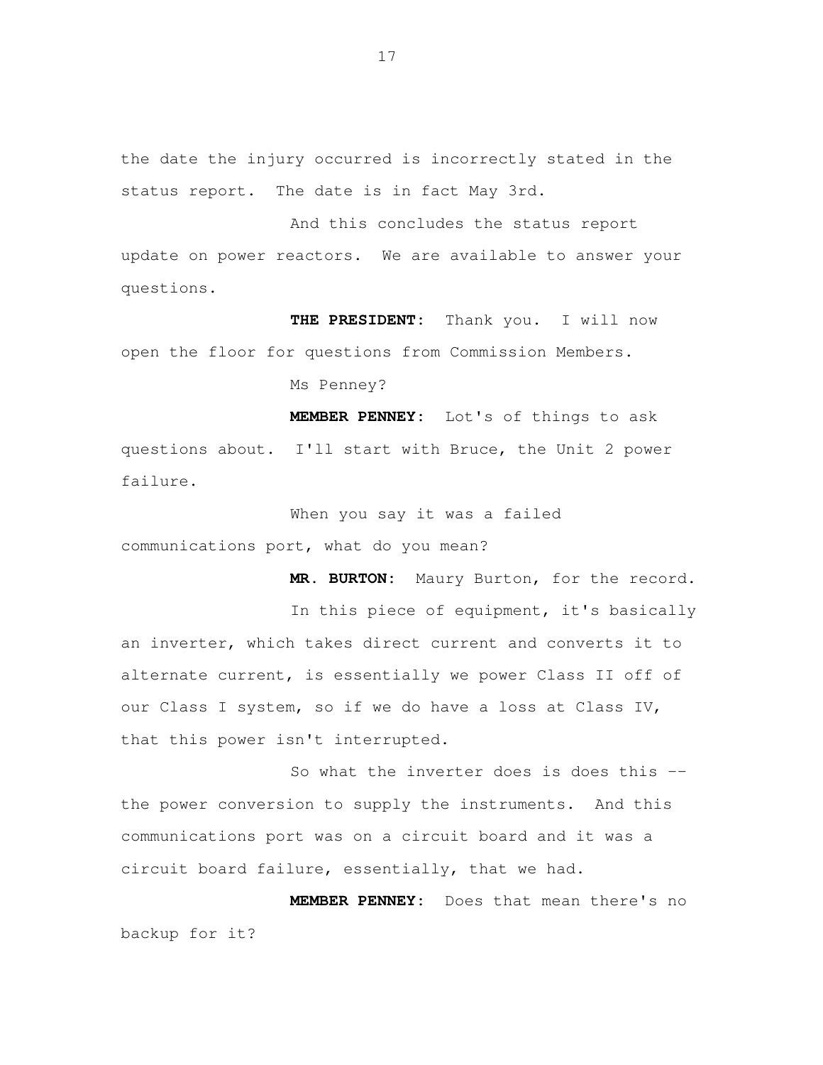the date the injury occurred is incorrectly stated in the status report. The date is in fact May 3rd.

And this concludes the status report update on power reactors. We are available to answer your questions.

**THE PRESIDENT:** Thank you. I will now open the floor for questions from Commission Members.

Ms Penney?

**MEMBER PENNEY:** Lot's of things to ask questions about. I'll start with Bruce, the Unit 2 power failure.

When you say it was a failed communications port, what do you mean?

**MR. BURTON:** Maury Burton, for the record.

In this piece of equipment, it's basically an inverter, which takes direct current and converts it to alternate current, is essentially we power Class II off of our Class I system, so if we do have a loss at Class IV, that this power isn't interrupted.

So what the inverter does is does this -- the power conversion to supply the instruments. And this communications port was on a circuit board and it was a circuit board failure, essentially, that we had.

**MEMBER PENNEY:** Does that mean there's no backup for it?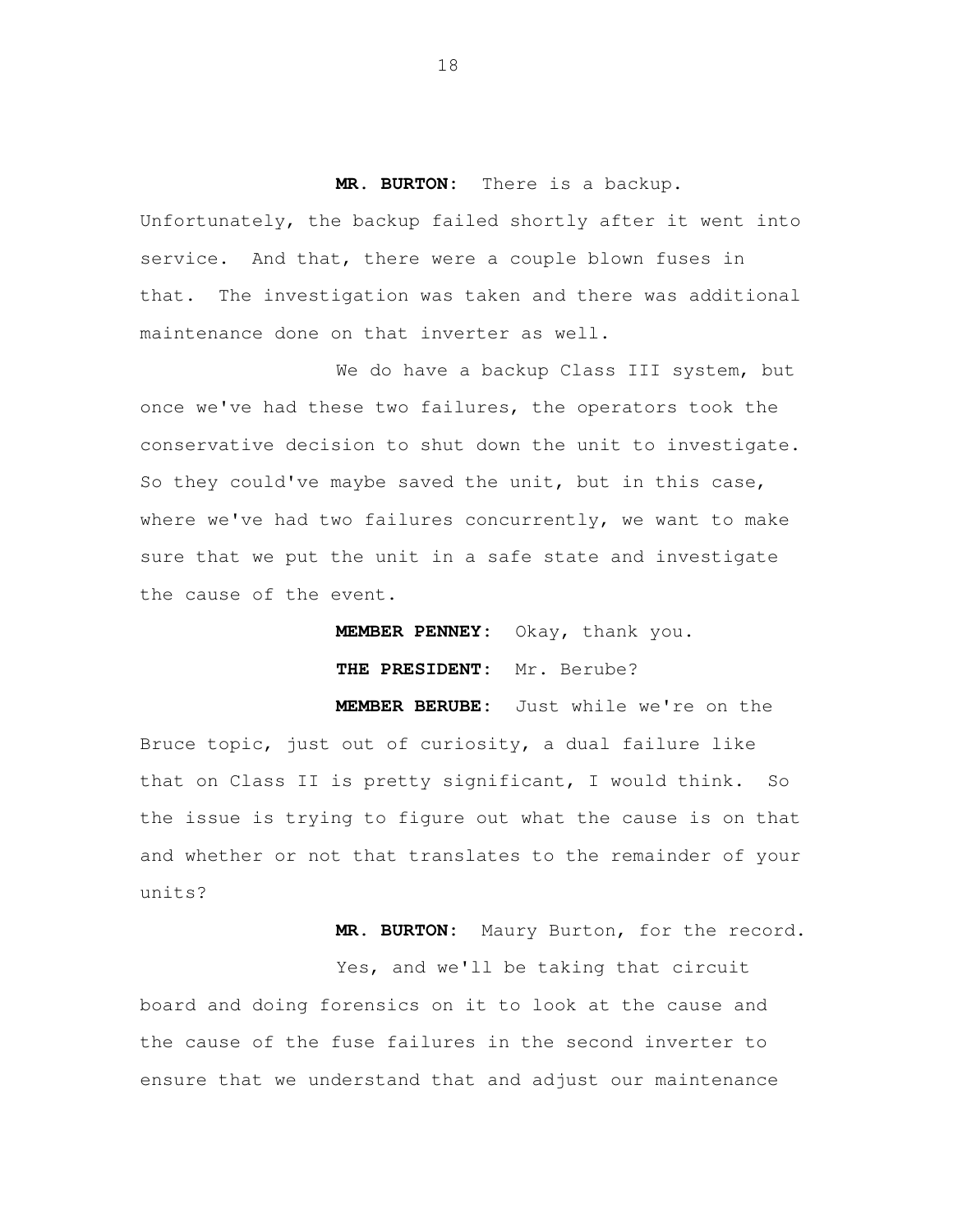**MR. BURTON:** There is a backup. Unfortunately, the backup failed shortly after it went into service. And that, there were a couple blown fuses in that. The investigation was taken and there was additional maintenance done on that inverter as well.

We do have a backup Class III system, but once we've had these two failures, the operators took the conservative decision to shut down the unit to investigate. So they could've maybe saved the unit, but in this case, where we've had two failures concurrently, we want to make sure that we put the unit in a safe state and investigate the cause of the event.

**MEMBER PENNEY:** Okay, thank you.

**THE PRESIDENT:** Mr. Berube?

**MEMBER BERUBE:** Just while we're on the Bruce topic, just out of curiosity, a dual failure like that on Class II is pretty significant, I would think. So the issue is trying to figure out what the cause is on that and whether or not that translates to the remainder of your units?

**MR. BURTON:** Maury Burton, for the record.

Yes, and we'll be taking that circuit board and doing forensics on it to look at the cause and the cause of the fuse failures in the second inverter to ensure that we understand that and adjust our maintenance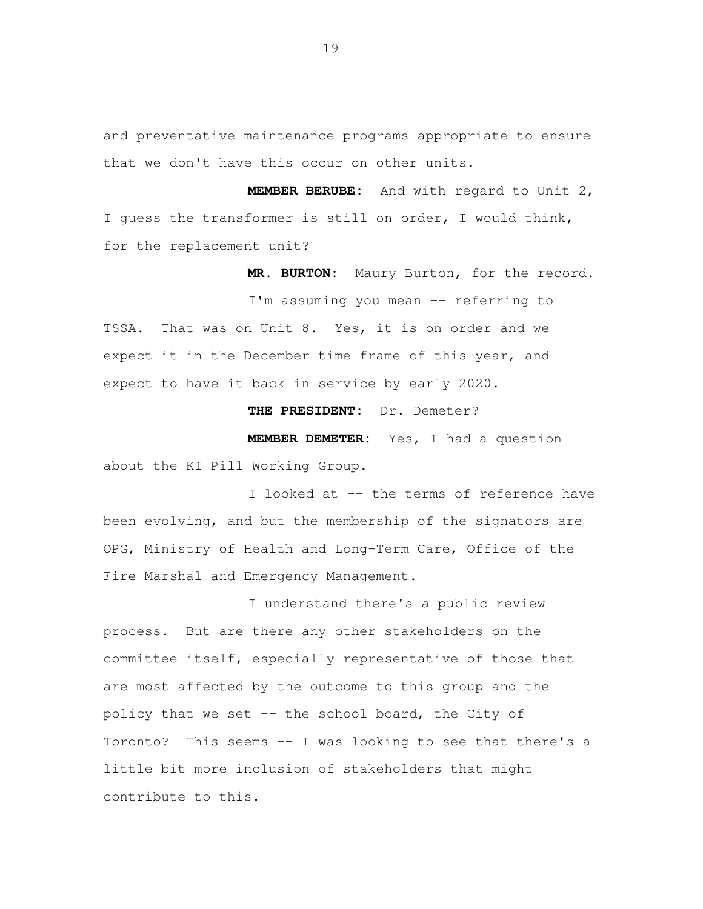and preventative maintenance programs appropriate to ensure that we don't have this occur on other units.

**MEMBER BERUBE:** And with regard to Unit 2, I guess the transformer is still on order, I would think, for the replacement unit?

**MR. BURTON:** Maury Burton, for the record.

I'm assuming you mean -- referring to TSSA. That was on Unit 8. Yes, it is on order and we expect it in the December time frame of this year, and expect to have it back in service by early 2020.

**THE PRESIDENT:** Dr. Demeter?

**MEMBER DEMETER:** Yes, I had a question about the KI Pill Working Group.

I looked at -- the terms of reference have been evolving, and but the membership of the signators are OPG, Ministry of Health and Long-Term Care, Office of the Fire Marshal and Emergency Management.

I understand there's a public review process. But are there any other stakeholders on the committee itself, especially representative of those that are most affected by the outcome to this group and the policy that we set -- the school board, the City of Toronto? This seems -- I was looking to see that there's a little bit more inclusion of stakeholders that might contribute to this.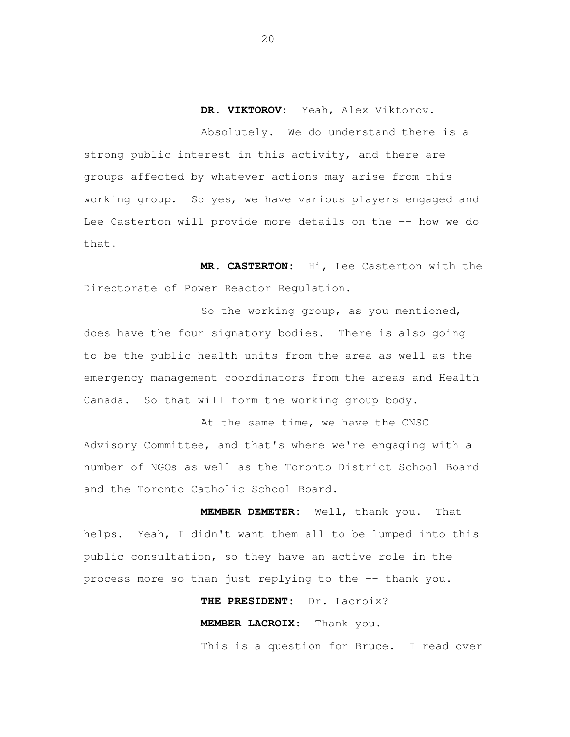**DR. VIKTOROV:** Yeah, Alex Viktorov.

Absolutely. We do understand there is a strong public interest in this activity, and there are groups affected by whatever actions may arise from this working group. So yes, we have various players engaged and Lee Casterton will provide more details on the -- how we do that.

**MR. CASTERTON:** Hi, Lee Casterton with the Directorate of Power Reactor Regulation.

So the working group, as you mentioned, does have the four signatory bodies. There is also going to be the public health units from the area as well as the emergency management coordinators from the areas and Health Canada. So that will form the working group body.

At the same time, we have the CNSC Advisory Committee, and that's where we're engaging with a number of NGOs as well as the Toronto District School Board and the Toronto Catholic School Board.

**MEMBER DEMETER:** Well, thank you. That helps. Yeah, I didn't want them all to be lumped into this public consultation, so they have an active role in the process more so than just replying to the -- thank you.

**THE PRESIDENT:** Dr. Lacroix?

**MEMBER LACROIX:** Thank you.

This is a question for Bruce. I read over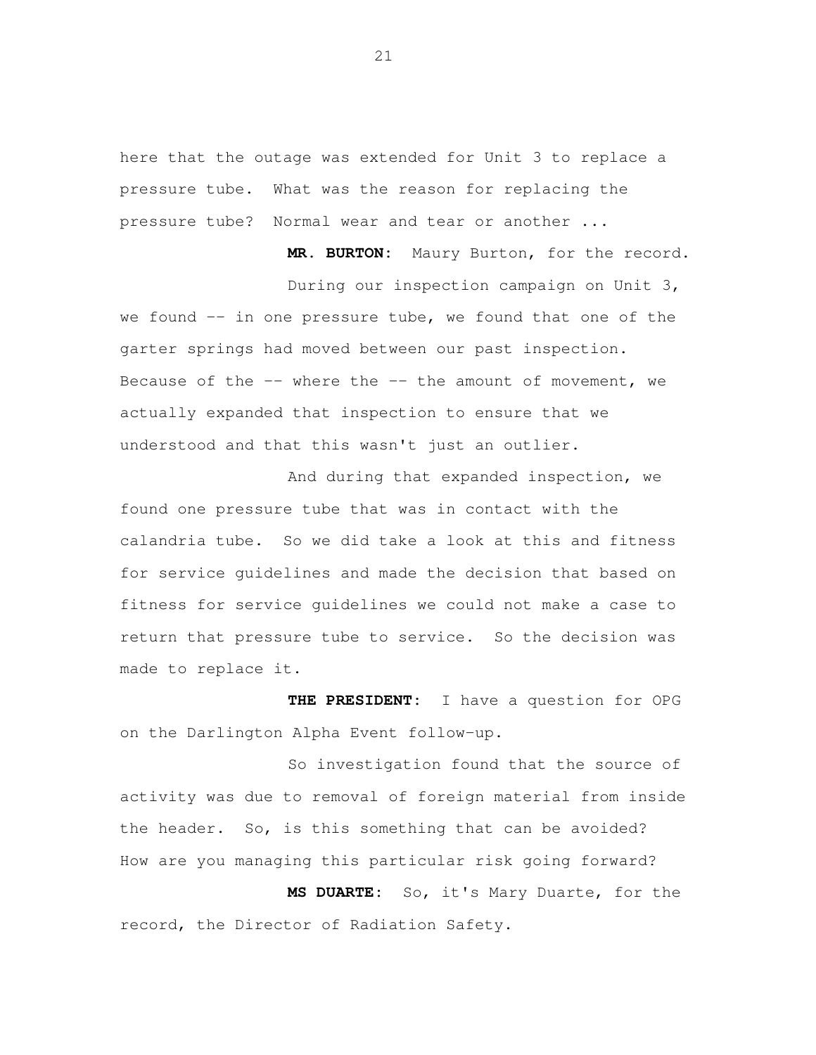here that the outage was extended for Unit 3 to replace a pressure tube. What was the reason for replacing the pressure tube? Normal wear and tear or another ...

**MR. BURTON:** Maury Burton, for the record.

During our inspection campaign on Unit 3, we found -- in one pressure tube, we found that one of the garter springs had moved between our past inspection. Because of the -- where the -- the amount of movement, we actually expanded that inspection to ensure that we understood and that this wasn't just an outlier.

And during that expanded inspection, we found one pressure tube that was in contact with the calandria tube. So we did take a look at this and fitness for service guidelines and made the decision that based on fitness for service guidelines we could not make a case to return that pressure tube to service. So the decision was made to replace it.

**THE PRESIDENT:** I have a question for OPG on the Darlington Alpha Event follow-up.

So investigation found that the source of activity was due to removal of foreign material from inside the header. So, is this something that can be avoided? How are you managing this particular risk going forward?

**MS DUARTE:** So, it's Mary Duarte, for the record, the Director of Radiation Safety.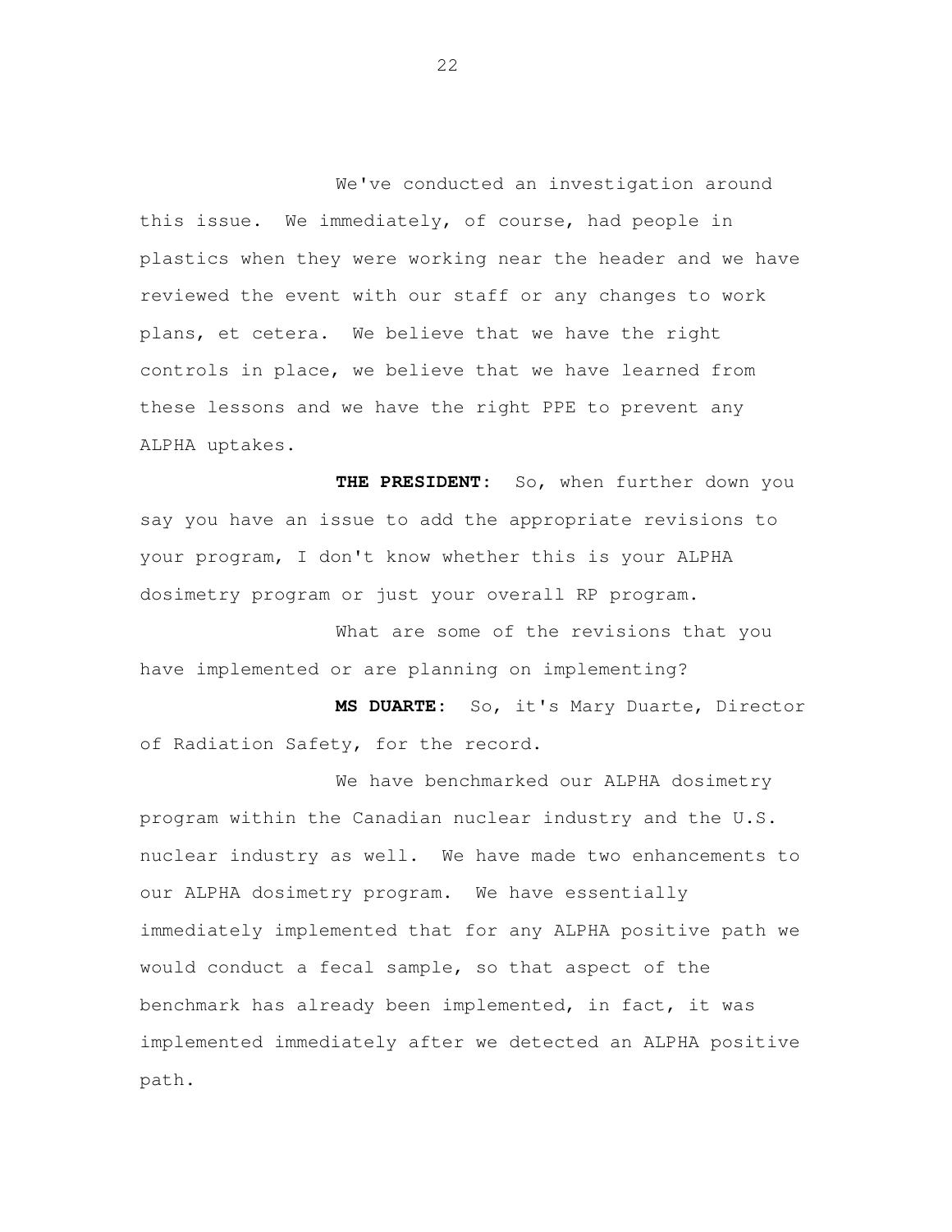We've conducted an investigation around this issue. We immediately, of course, had people in plastics when they were working near the header and we have reviewed the event with our staff or any changes to work plans, et cetera. We believe that we have the right controls in place, we believe that we have learned from these lessons and we have the right PPE to prevent any ALPHA uptakes.

**THE PRESIDENT:** So, when further down you say you have an issue to add the appropriate revisions to your program, I don't know whether this is your ALPHA dosimetry program or just your overall RP program.

What are some of the revisions that you have implemented or are planning on implementing?

**MS DUARTE:** So, it's Mary Duarte, Director of Radiation Safety, for the record.

We have benchmarked our ALPHA dosimetry program within the Canadian nuclear industry and the U.S. nuclear industry as well. We have made two enhancements to our ALPHA dosimetry program. We have essentially immediately implemented that for any ALPHA positive path we would conduct a fecal sample, so that aspect of the benchmark has already been implemented, in fact, it was implemented immediately after we detected an ALPHA positive path.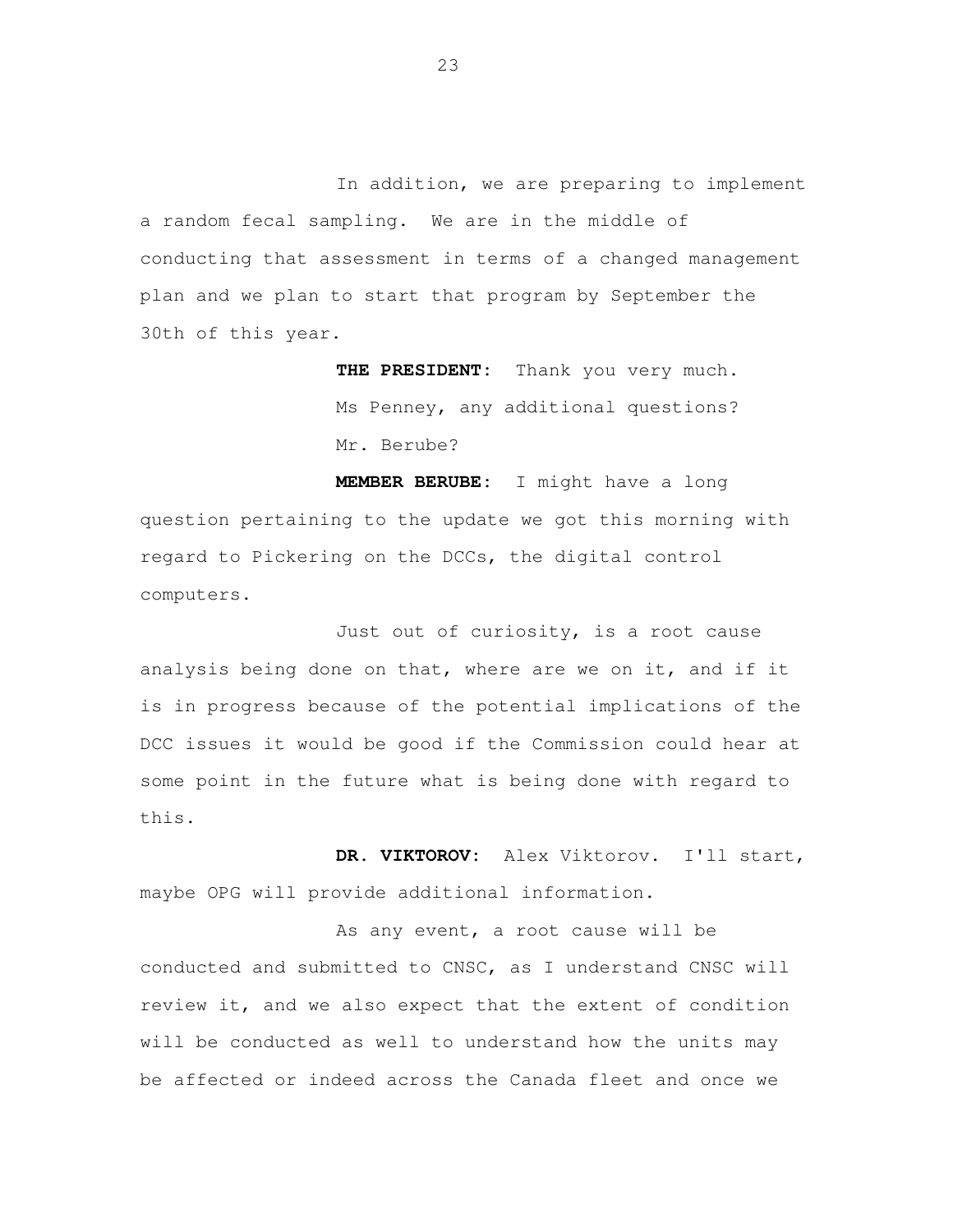In addition, we are preparing to implement a random fecal sampling. We are in the middle of conducting that assessment in terms of a changed management plan and we plan to start that program by September the 30th of this year.

**THE PRESIDENT:** Thank you very much.

Ms Penney, any additional questions?

Mr. Berube?

**MEMBER BERUBE:** I might have a long question pertaining to the update we got this morning with regard to Pickering on the DCCs, the digital control computers.

Just out of curiosity, is a root cause analysis being done on that, where are we on it, and if it is in progress because of the potential implications of the DCC issues it would be good if the Commission could hear at some point in the future what is being done with regard to this.

**DR. VIKTOROV:** Alex Viktorov. I'll start, maybe OPG will provide additional information.

As any event, a root cause will be conducted and submitted to CNSC, as I understand CNSC will review it, and we also expect that the extent of condition will be conducted as well to understand how the units may be affected or indeed across the Canada fleet and once we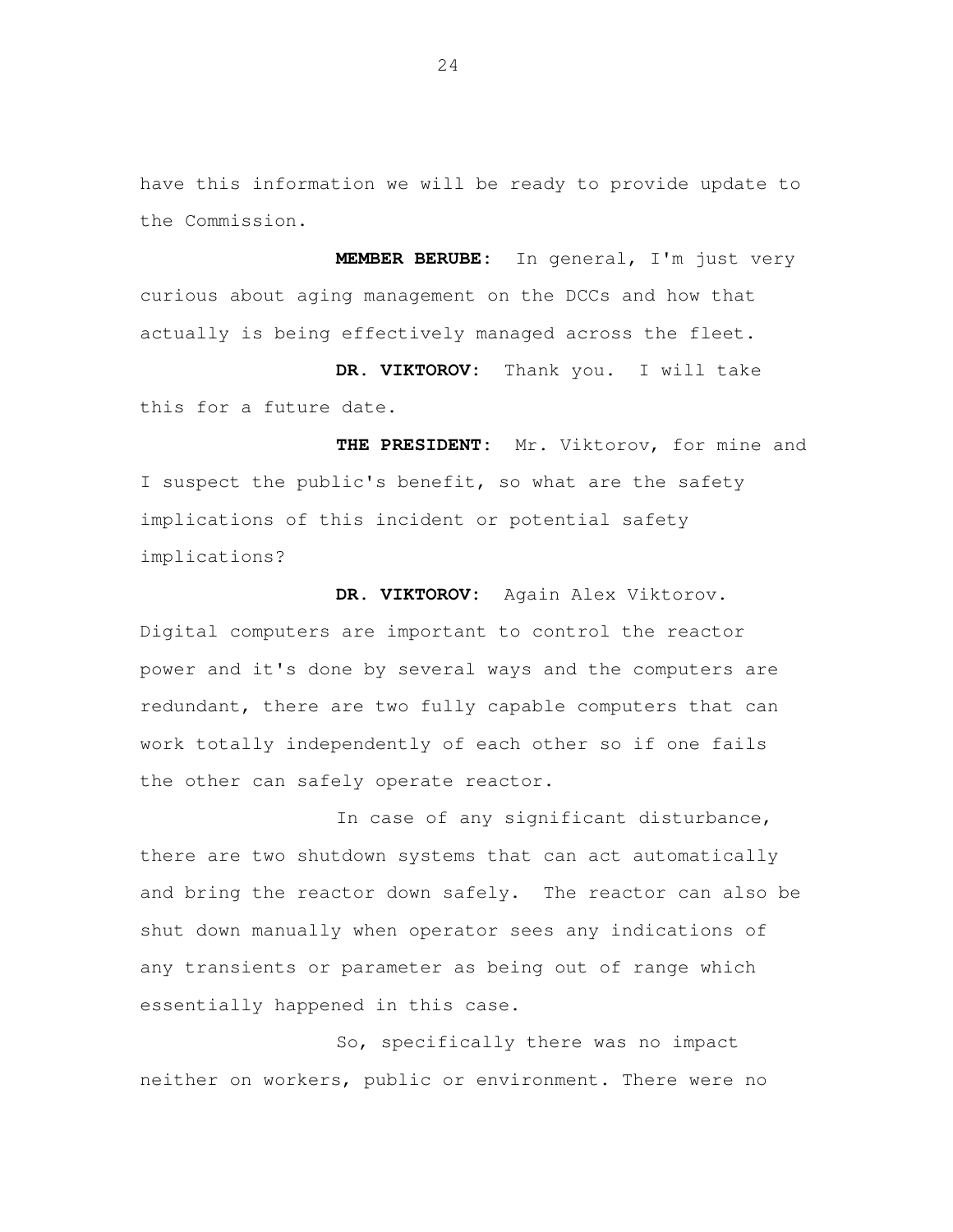have this information we will be ready to provide update to the Commission.

**MEMBER BERUBE:** In general, I'm just very curious about aging management on the DCCs and how that actually is being effectively managed across the fleet.

**DR. VIKTOROV:** Thank you. I will take this for a future date.

**THE PRESIDENT:** Mr. Viktorov, for mine and I suspect the public's benefit, so what are the safety implications of this incident or potential safety implications?

**DR. VIKTOROV:** Again Alex Viktorov. Digital computers are important to control the reactor power and it's done by several ways and the computers are redundant, there are two fully capable computers that can work totally independently of each other so if one fails the other can safely operate reactor.

In case of any significant disturbance, there are two shutdown systems that can act automatically and bring the reactor down safely. The reactor can also be shut down manually when operator sees any indications of any transients or parameter as being out of range which essentially happened in this case.

So, specifically there was no impact neither on workers, public or environment. There were no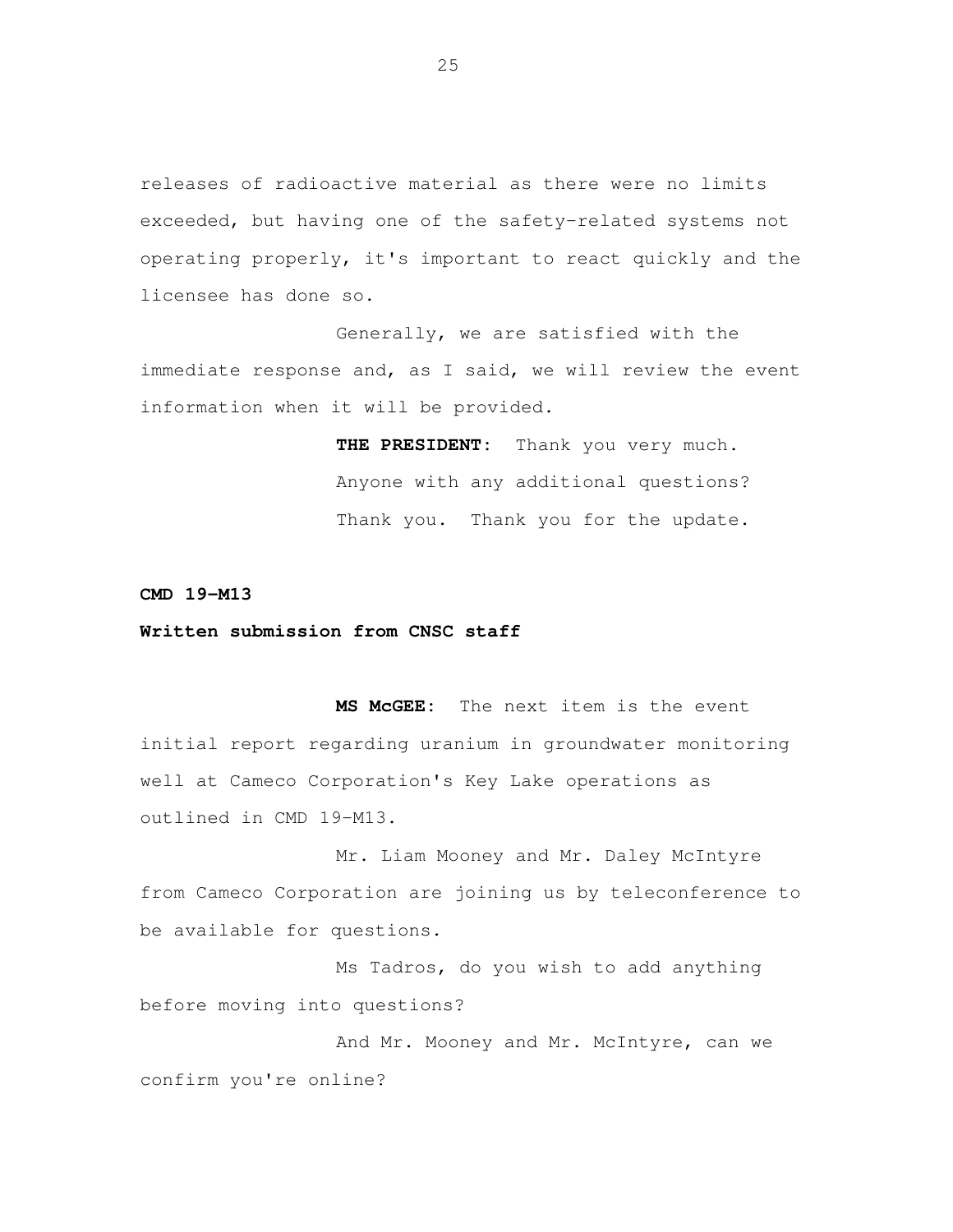releases of radioactive material as there were no limits exceeded, but having one of the safety-related systems not operating properly, it's important to react quickly and the licensee has done so.

Generally, we are satisfied with the immediate response and, as I said, we will review the event information when it will be provided.

**THE PRESIDENT:** Thank you very much.

Anyone with any additional questions?

Thank you. Thank you for the update.

**CMD 19-M13**

**Written submission from CNSC staff**

**MS McGEE:** The next item is the event initial report regarding uranium in groundwater monitoring well at Cameco Corporation's Key Lake operations as outlined in CMD 19-M13.

Mr. Liam Mooney and Mr. Daley McIntyre from Cameco Corporation are joining us by teleconference to be available for questions.

Ms Tadros, do you wish to add anything before moving into questions?

And Mr. Mooney and Mr. McIntyre, can we confirm you're online?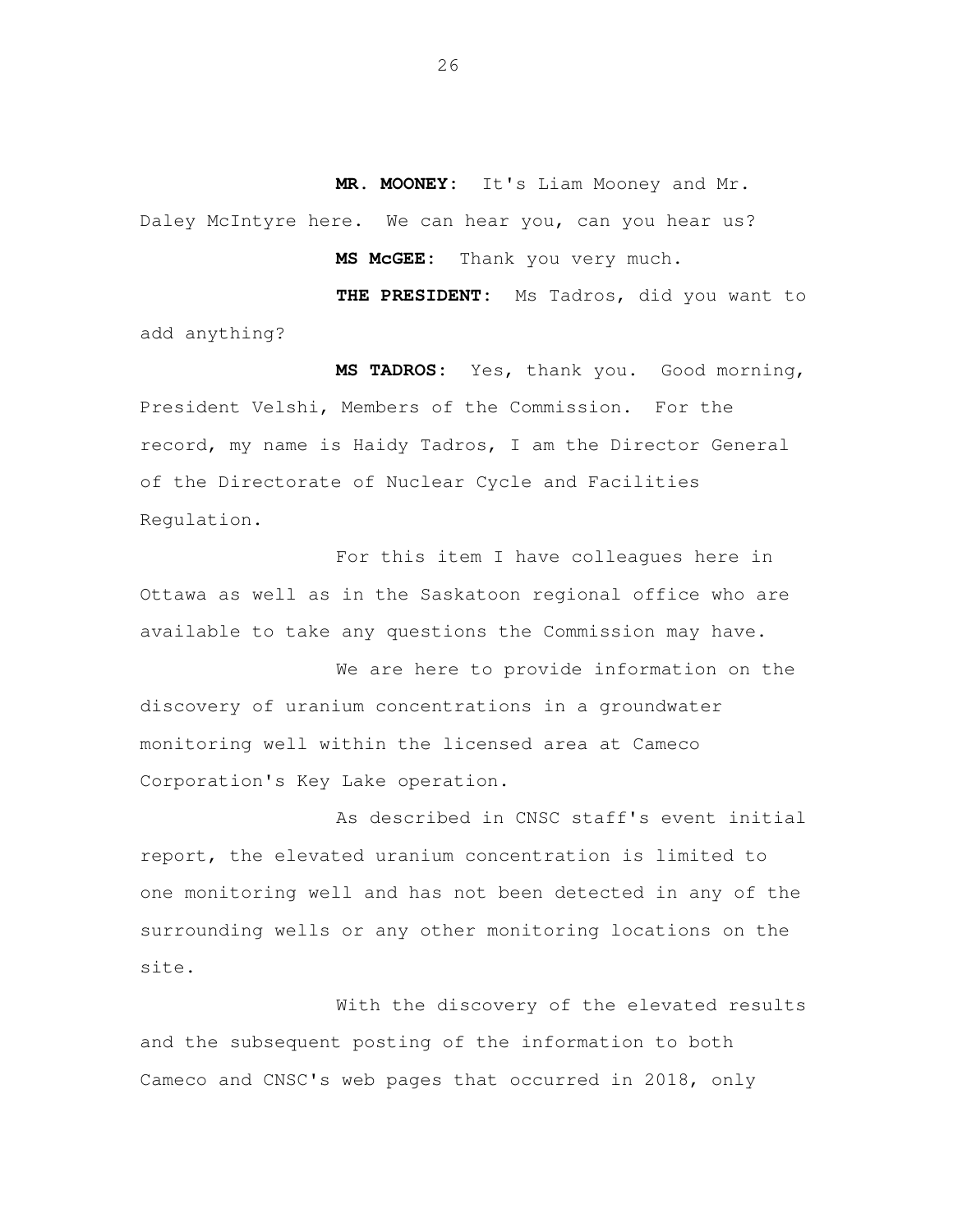**MR. MOONEY:** It's Liam Mooney and Mr. Daley McIntyre here. We can hear you, can you hear us?

**MS McGEE:** Thank you very much.

**THE PRESIDENT:** Ms Tadros, did you want to add anything?

**MS TADROS:** Yes, thank you. Good morning, President Velshi, Members of the Commission. For the record, my name is Haidy Tadros, I am the Director General of the Directorate of Nuclear Cycle and Facilities Regulation.

For this item I have colleagues here in Ottawa as well as in the Saskatoon regional office who are available to take any questions the Commission may have.

We are here to provide information on the discovery of uranium concentrations in a groundwater monitoring well within the licensed area at Cameco Corporation's Key Lake operation.

As described in CNSC staff's event initial report, the elevated uranium concentration is limited to one monitoring well and has not been detected in any of the surrounding wells or any other monitoring locations on the site.

With the discovery of the elevated results and the subsequent posting of the information to both Cameco and CNSC's web pages that occurred in 2018, only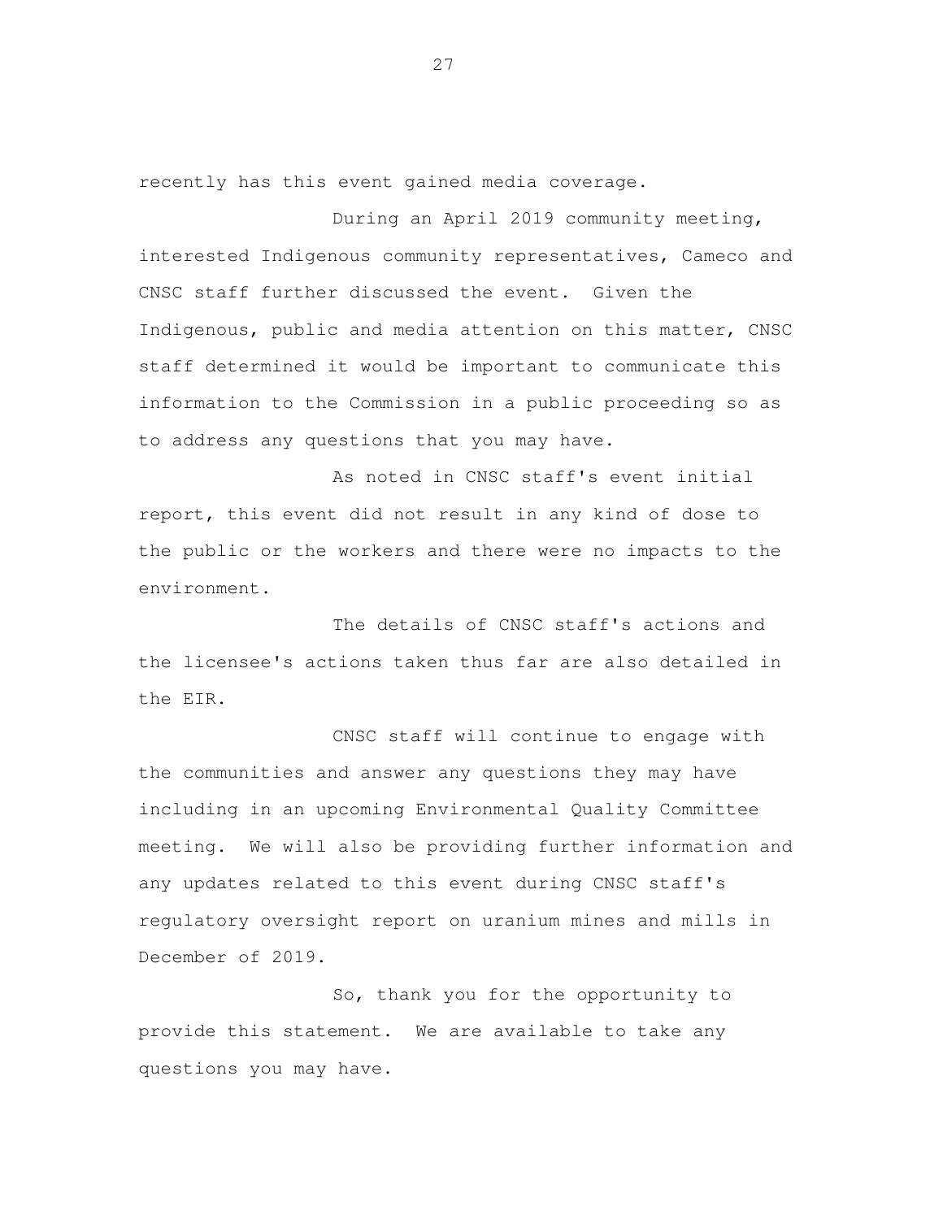recently has this event gained media coverage.

During an April 2019 community meeting, interested Indigenous community representatives, Cameco and CNSC staff further discussed the event. Given the Indigenous, public and media attention on this matter, CNSC staff determined it would be important to communicate this information to the Commission in a public proceeding so as to address any questions that you may have.

As noted in CNSC staff's event initial report, this event did not result in any kind of dose to the public or the workers and there were no impacts to the environment.

The details of CNSC staff's actions and the licensee's actions taken thus far are also detailed in the EIR.

CNSC staff will continue to engage with the communities and answer any questions they may have including in an upcoming Environmental Quality Committee meeting. We will also be providing further information and any updates related to this event during CNSC staff's regulatory oversight report on uranium mines and mills in December of 2019.

So, thank you for the opportunity to provide this statement. We are available to take any questions you may have.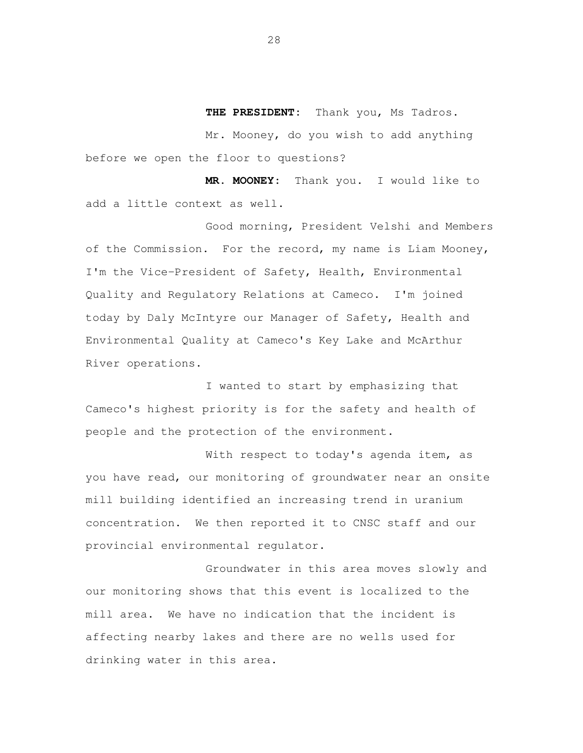**THE PRESIDENT:** Thank you, Ms Tadros.

Mr. Mooney, do you wish to add anything before we open the floor to questions?

**MR. MOONEY:** Thank you. I would like to add a little context as well.

Good morning, President Velshi and Members of the Commission. For the record, my name is Liam Mooney, I'm the Vice-President of Safety, Health, Environmental Quality and Regulatory Relations at Cameco. I'm joined today by Daly McIntyre our Manager of Safety, Health and Environmental Quality at Cameco's Key Lake and McArthur River operations.

I wanted to start by emphasizing that Cameco's highest priority is for the safety and health of people and the protection of the environment.

With respect to today's agenda item, as you have read, our monitoring of groundwater near an onsite mill building identified an increasing trend in uranium concentration. We then reported it to CNSC staff and our provincial environmental regulator.

Groundwater in this area moves slowly and our monitoring shows that this event is localized to the mill area. We have no indication that the incident is affecting nearby lakes and there are no wells used for drinking water in this area.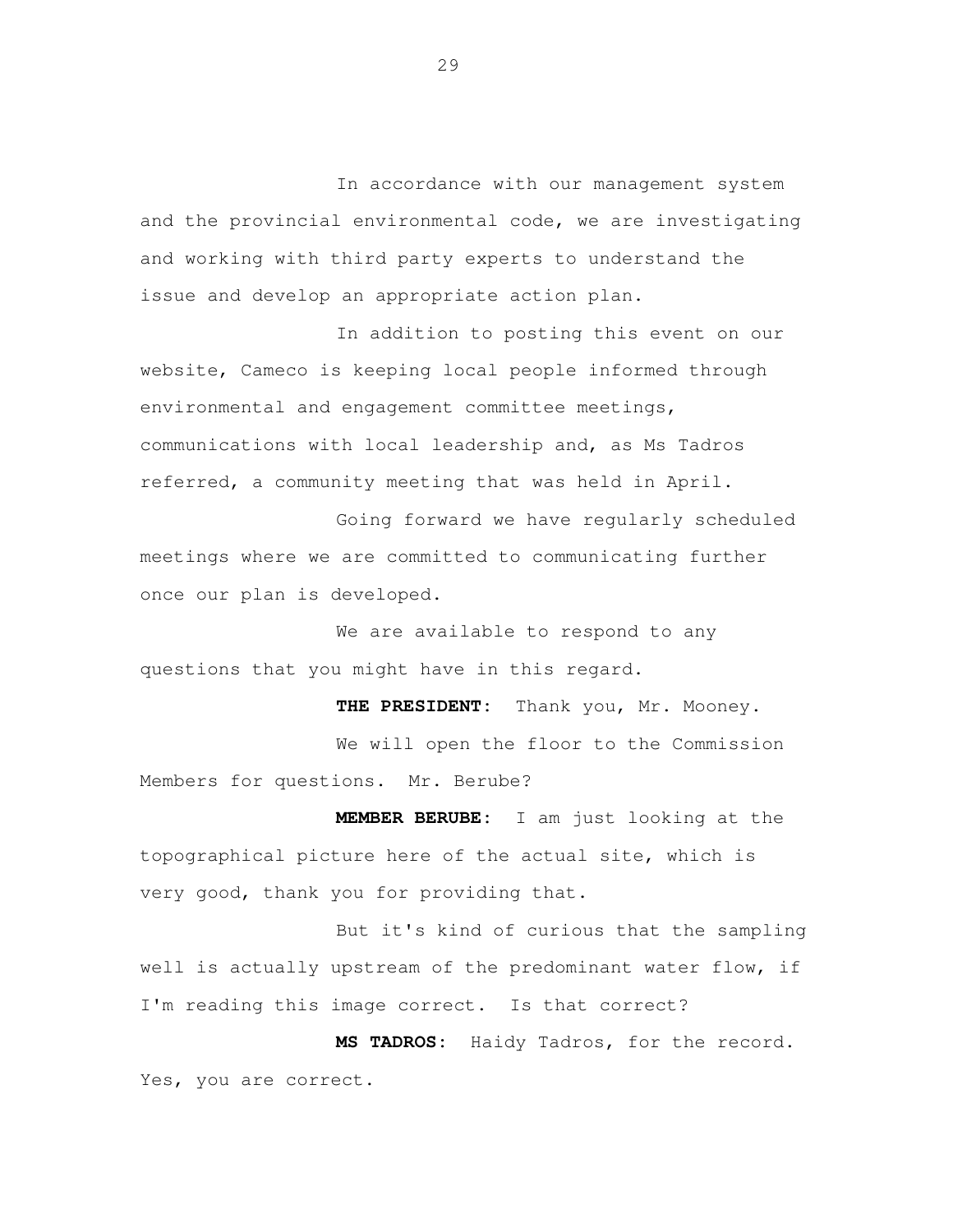In accordance with our management system and the provincial environmental code, we are investigating and working with third party experts to understand the issue and develop an appropriate action plan.

In addition to posting this event on our website, Cameco is keeping local people informed through environmental and engagement committee meetings, communications with local leadership and, as Ms Tadros referred, a community meeting that was held in April.

Going forward we have regularly scheduled meetings where we are committed to communicating further once our plan is developed.

We are available to respond to any questions that you might have in this regard.

**THE PRESIDENT:** Thank you, Mr. Mooney.

We will open the floor to the Commission Members for questions. Mr. Berube?

**MEMBER BERUBE:** I am just looking at the topographical picture here of the actual site, which is very good, thank you for providing that.

But it's kind of curious that the sampling well is actually upstream of the predominant water flow, if I'm reading this image correct. Is that correct?

**MS TADROS:** Haidy Tadros, for the record. Yes, you are correct.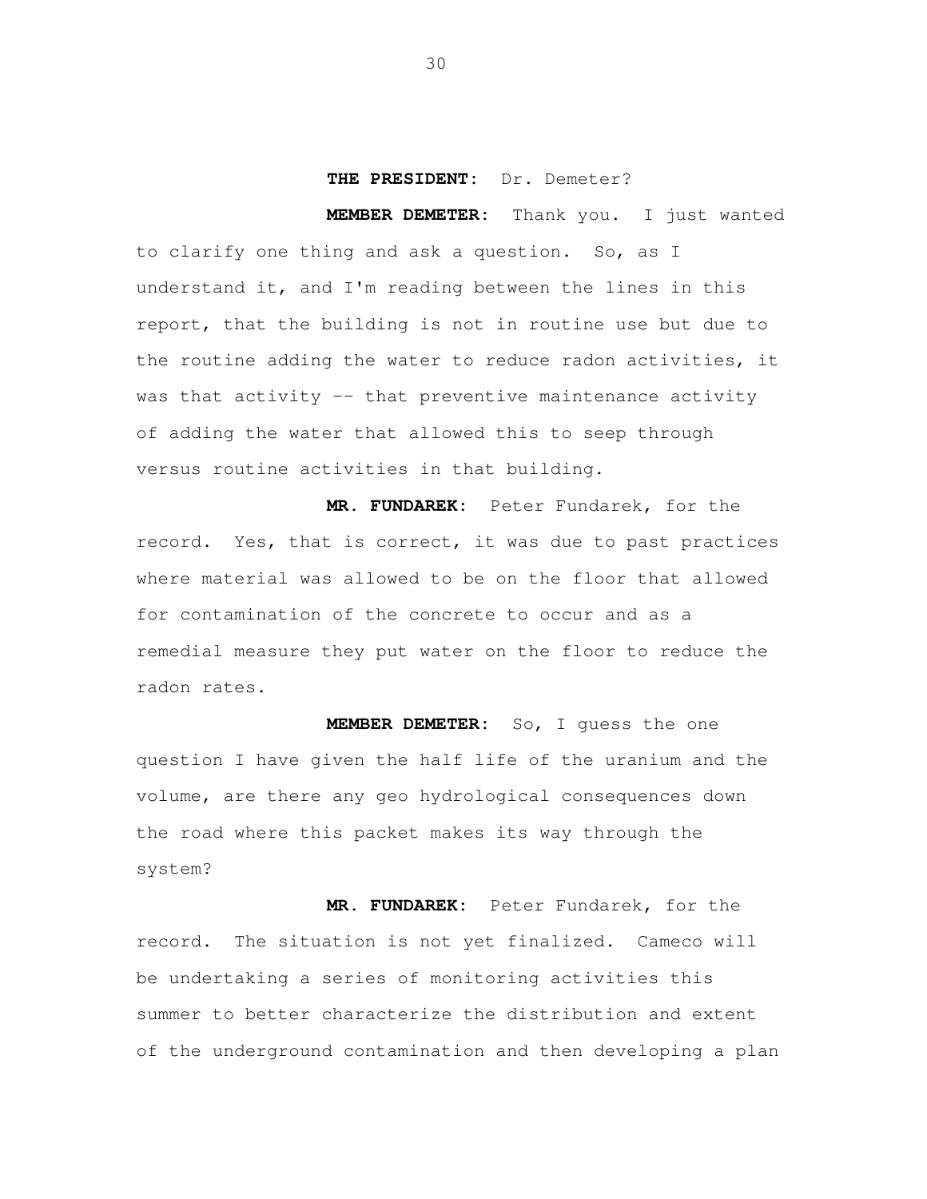**THE PRESIDENT:** Dr. Demeter?

**MEMBER DEMETER:** Thank you. I just wanted to clarify one thing and ask a question. So, as I understand it, and I'm reading between the lines in this report, that the building is not in routine use but due to the routine adding the water to reduce radon activities, it was that activity -- that preventive maintenance activity of adding the water that allowed this to seep through versus routine activities in that building.

**MR. FUNDAREK:** Peter Fundarek, for the record. Yes, that is correct, it was due to past practices where material was allowed to be on the floor that allowed for contamination of the concrete to occur and as a remedial measure they put water on the floor to reduce the radon rates.

**MEMBER DEMETER:** So, I guess the one question I have given the half life of the uranium and the volume, are there any geo hydrological consequences down the road where this packet makes its way through the system?

**MR. FUNDAREK:** Peter Fundarek, for the record. The situation is not yet finalized. Cameco will be undertaking a series of monitoring activities this summer to better characterize the distribution and extent of the underground contamination and then developing a plan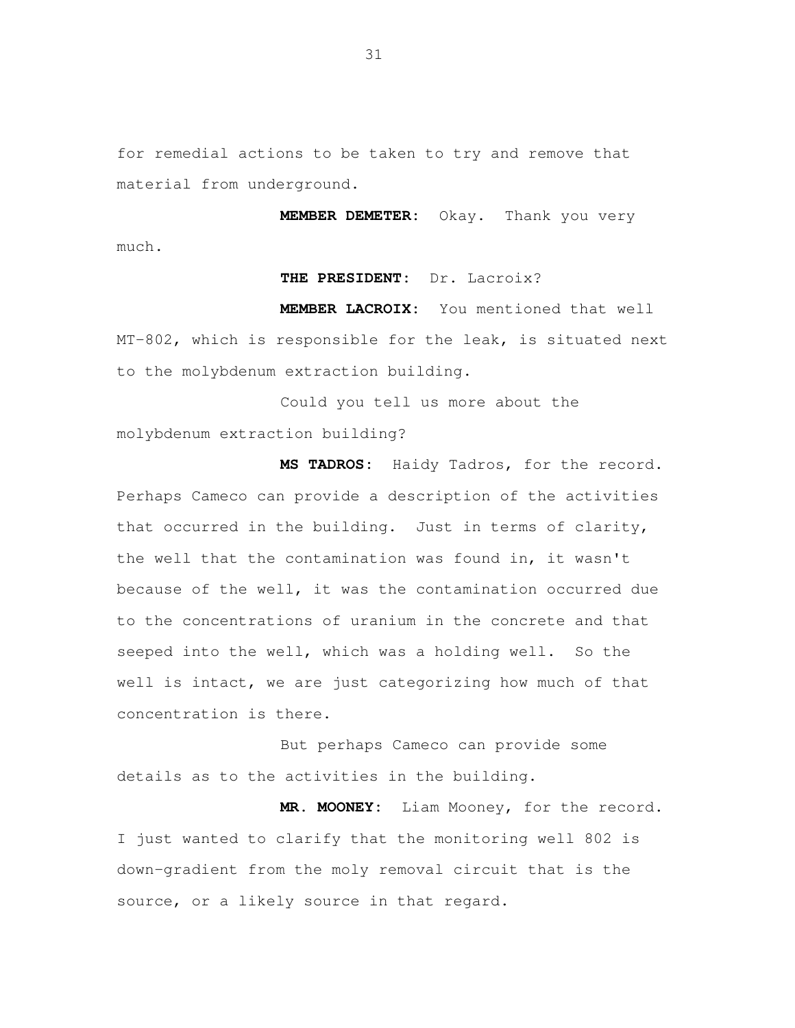for remedial actions to be taken to try and remove that material from underground.

**MEMBER DEMETER:** Okay. Thank you very much.

**THE PRESIDENT:** Dr. Lacroix?

**MEMBER LACROIX:** You mentioned that well MT-802, which is responsible for the leak, is situated next to the molybdenum extraction building.

Could you tell us more about the molybdenum extraction building?

**MS TADROS:** Haidy Tadros, for the record. Perhaps Cameco can provide a description of the activities that occurred in the building. Just in terms of clarity, the well that the contamination was found in, it wasn't because of the well, it was the contamination occurred due to the concentrations of uranium in the concrete and that seeped into the well, which was a holding well. So the well is intact, we are just categorizing how much of that concentration is there.

But perhaps Cameco can provide some details as to the activities in the building.

**MR. MOONEY:** Liam Mooney, for the record. I just wanted to clarify that the monitoring well 802 is down-gradient from the moly removal circuit that is the source, or a likely source in that regard.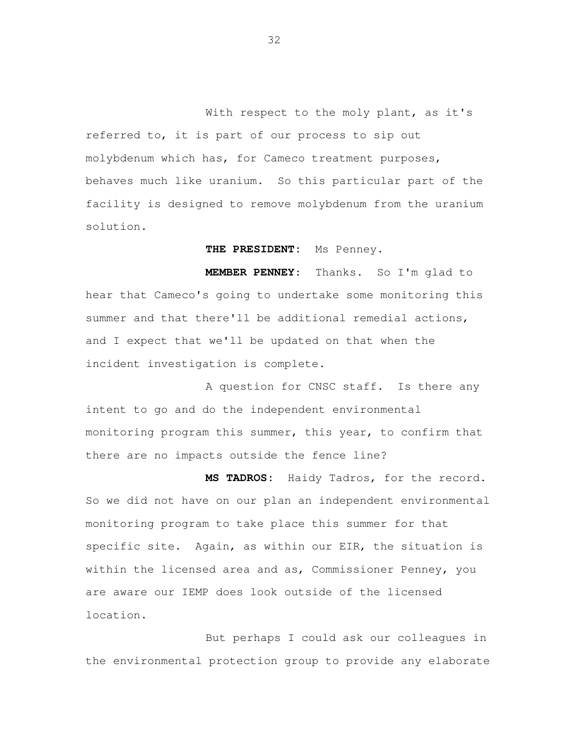With respect to the moly plant, as it's referred to, it is part of our process to sip out molybdenum which has, for Cameco treatment purposes, behaves much like uranium. So this particular part of the facility is designed to remove molybdenum from the uranium solution.

**THE PRESIDENT:** Ms Penney.

**MEMBER PENNEY:** Thanks. So I'm glad to hear that Cameco's going to undertake some monitoring this summer and that there'll be additional remedial actions, and I expect that we'll be updated on that when the incident investigation is complete.

A question for CNSC staff. Is there any intent to go and do the independent environmental monitoring program this summer, this year, to confirm that there are no impacts outside the fence line?

**MS TADROS:** Haidy Tadros, for the record. So we did not have on our plan an independent environmental monitoring program to take place this summer for that specific site. Again, as within our EIR, the situation is within the licensed area and as, Commissioner Penney, you are aware our IEMP does look outside of the licensed location.

But perhaps I could ask our colleagues in the environmental protection group to provide any elaborate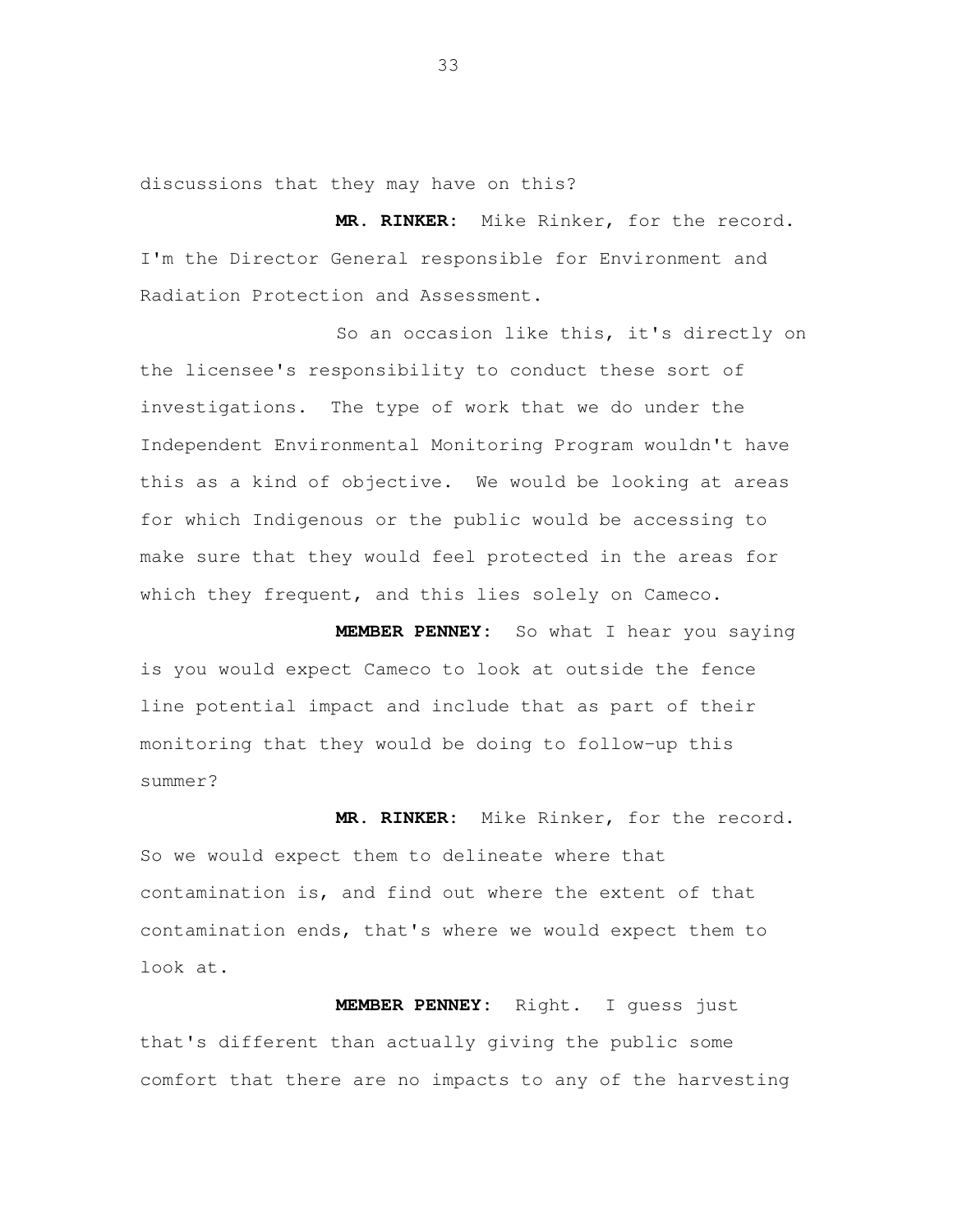discussions that they may have on this?

**MR. RINKER:** Mike Rinker, for the record. I'm the Director General responsible for Environment and Radiation Protection and Assessment.

So an occasion like this, it's directly on the licensee's responsibility to conduct these sort of investigations. The type of work that we do under the Independent Environmental Monitoring Program wouldn't have this as a kind of objective. We would be looking at areas for which Indigenous or the public would be accessing to make sure that they would feel protected in the areas for which they frequent, and this lies solely on Cameco.

**MEMBER PENNEY:** So what I hear you saying is you would expect Cameco to look at outside the fence line potential impact and include that as part of their monitoring that they would be doing to follow-up this summer?

**MR. RINKER:** Mike Rinker, for the record. So we would expect them to delineate where that contamination is, and find out where the extent of that contamination ends, that's where we would expect them to look at.

**MEMBER PENNEY:** Right. I guess just that's different than actually giving the public some comfort that there are no impacts to any of the harvesting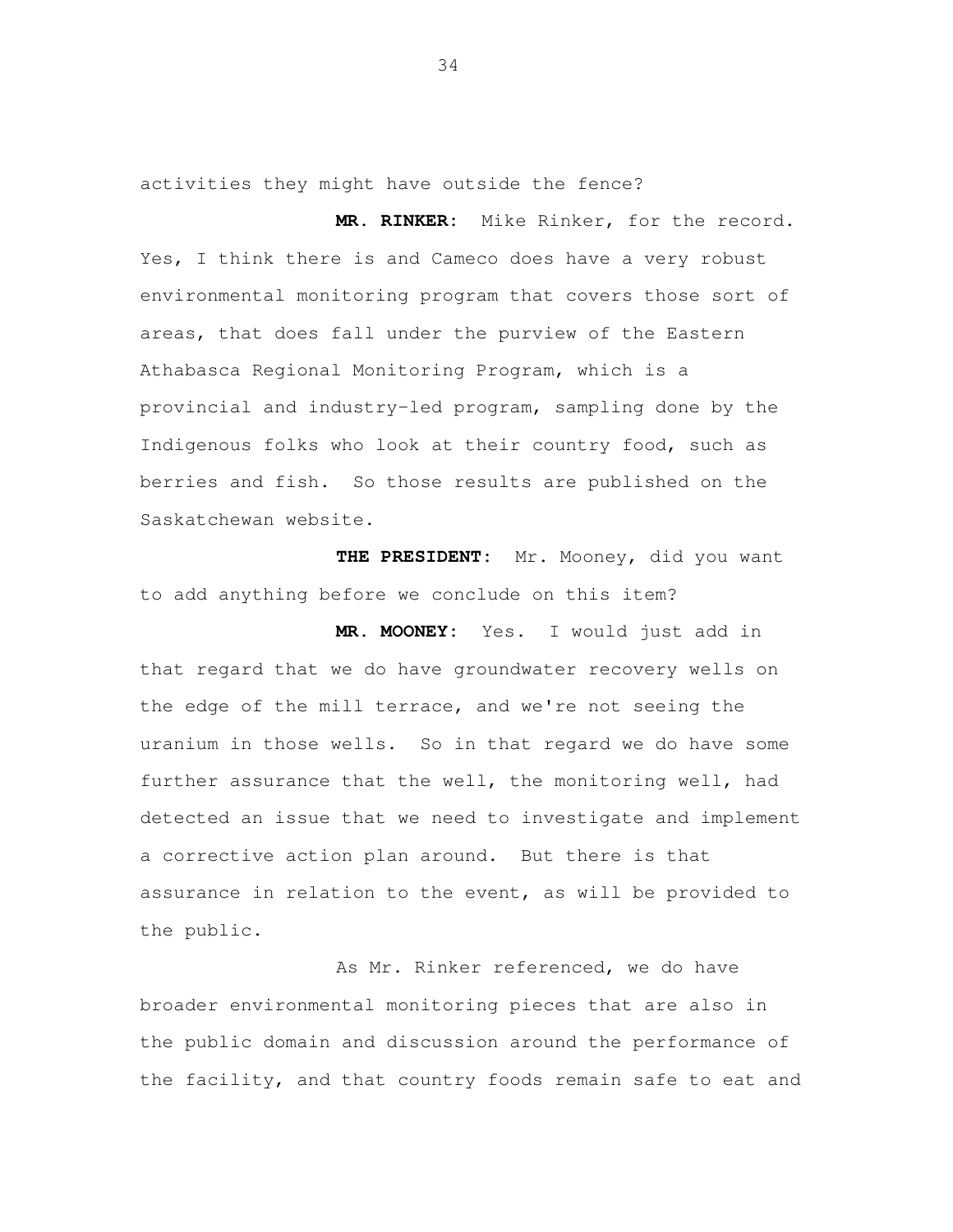activities they might have outside the fence?

**MR. RINKER:** Mike Rinker, for the record. Yes, I think there is and Cameco does have a very robust environmental monitoring program that covers those sort of areas, that does fall under the purview of the Eastern Athabasca Regional Monitoring Program, which is a provincial and industry-led program, sampling done by the Indigenous folks who look at their country food, such as berries and fish. So those results are published on the Saskatchewan website.

**THE PRESIDENT:** Mr. Mooney, did you want to add anything before we conclude on this item?

**MR. MOONEY:** Yes. I would just add in that regard that we do have groundwater recovery wells on the edge of the mill terrace, and we're not seeing the uranium in those wells. So in that regard we do have some further assurance that the well, the monitoring well, had detected an issue that we need to investigate and implement a corrective action plan around. But there is that assurance in relation to the event, as will be provided to the public.

As Mr. Rinker referenced, we do have broader environmental monitoring pieces that are also in the public domain and discussion around the performance of the facility, and that country foods remain safe to eat and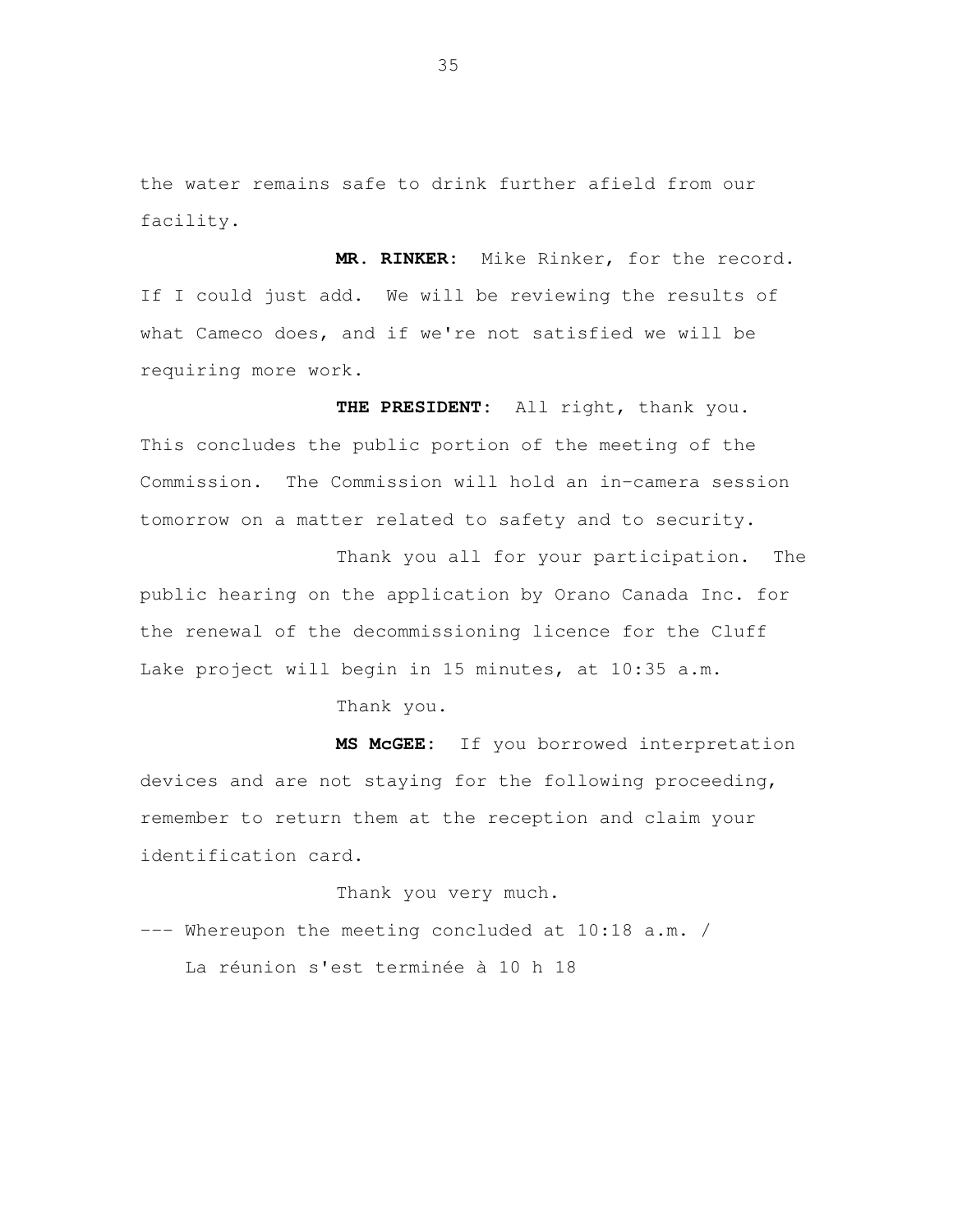the water remains safe to drink further afield from our facility.

**MR. RINKER:** Mike Rinker, for the record. If I could just add. We will be reviewing the results of what Cameco does, and if we're not satisfied we will be requiring more work.

**THE PRESIDENT:** All right, thank you. This concludes the public portion of the meeting of the Commission. The Commission will hold an in-camera session tomorrow on a matter related to safety and to security.

Thank you all for your participation. The public hearing on the application by Orano Canada Inc. for the renewal of the decommissioning licence for the Cluff Lake project will begin in 15 minutes, at 10:35 a.m.

Thank you.

**MS McGEE:** If you borrowed interpretation devices and are not staying for the following proceeding, remember to return them at the reception and claim your identification card.

Thank you very much.

--- Whereupon the meeting concluded at 10:18 a.m. /
La réunion s'est terminée à 10 h 18